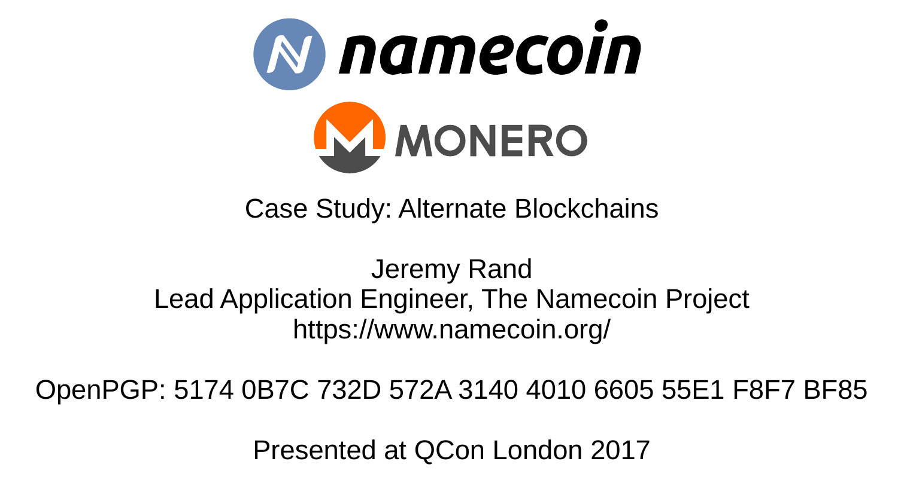# namecoin

# MONERO

## Case Study: Alternate Blockchains

Jeremy Rand
Lead Application Engineer, The Namecoin Project
https://www.namecoin.org/

OpenPGP: 5174 0B7C 732D 572A 3140 4010 6605 55E1 F8F7 BF85

Presented at QCon London 2017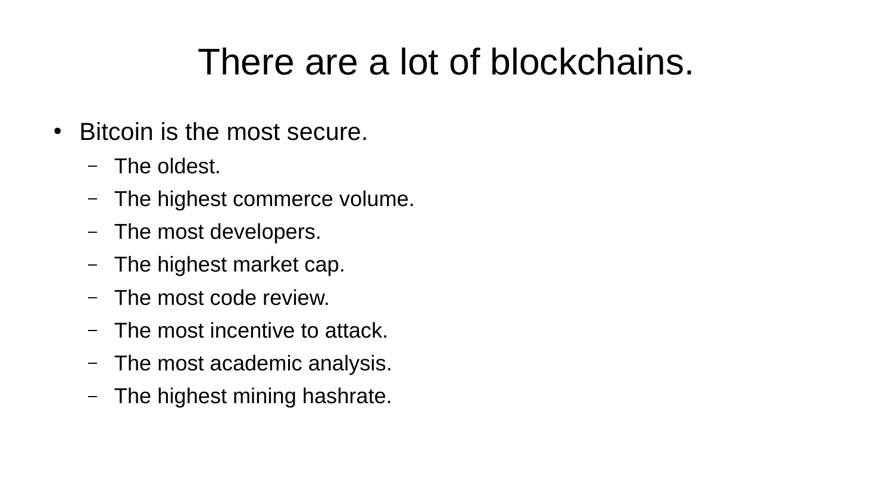# There are a lot of blockchains.

- Bitcoin is the most secure.
  - The oldest.
  - The highest commerce volume.
  - The most developers.
  - The highest market cap.
  - The most code review.
  - The most incentive to attack.
  - The most academic analysis.
  - The highest mining hashrate.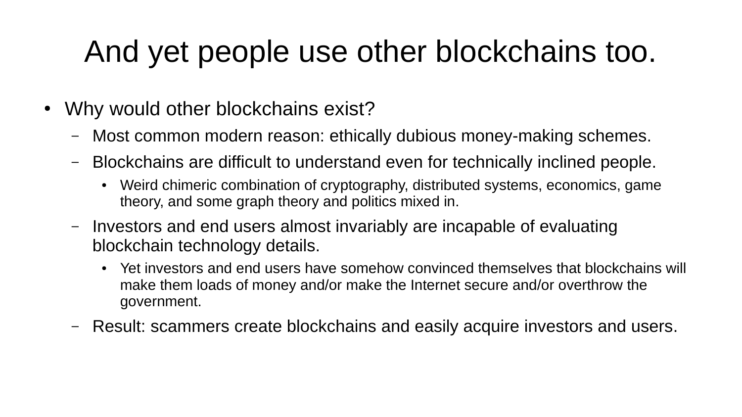# And yet people use other blockchains too.

- Why would other blockchains exist?
  - Most common modern reason: ethically dubious money-making schemes.
  - Blockchains are difficult to understand even for technically inclined people.
    - Weird chimeric combination of cryptography, distributed systems, economics, game theory, and some graph theory and politics mixed in.
  - Investors and end users almost invariably are incapable of evaluating blockchain technology details.
    - Yet investors and end users have somehow convinced themselves that blockchains will make them loads of money and/or make the Internet secure and/or overthrow the government.
  - Result: scammers create blockchains and easily acquire investors and users.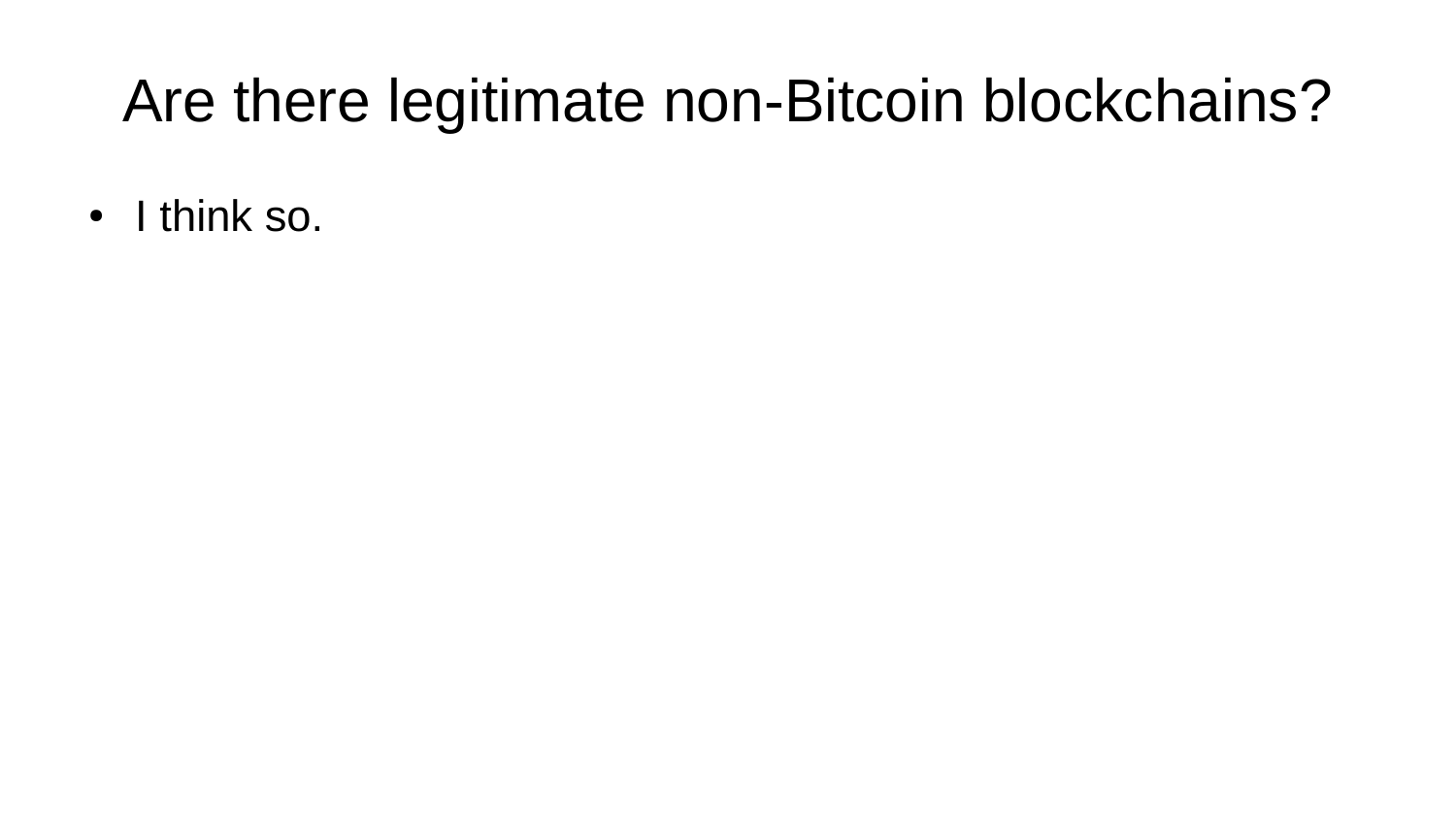# Are there legitimate non-Bitcoin blockchains?

- I think so.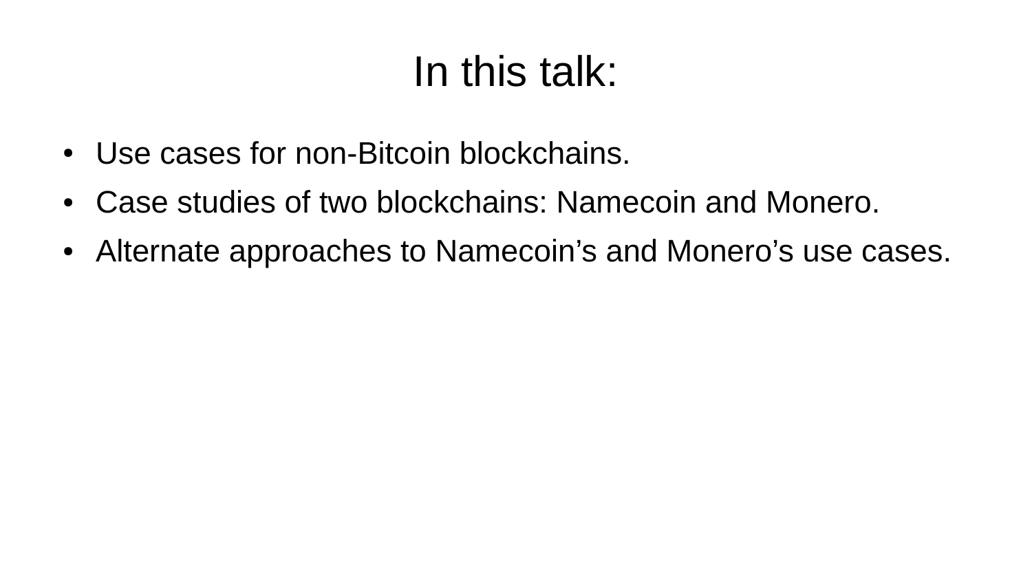# In this talk:

- Use cases for non-Bitcoin blockchains.
- Case studies of two blockchains: Namecoin and Monero.
- Alternate approaches to Namecoin’s and Monero’s use cases.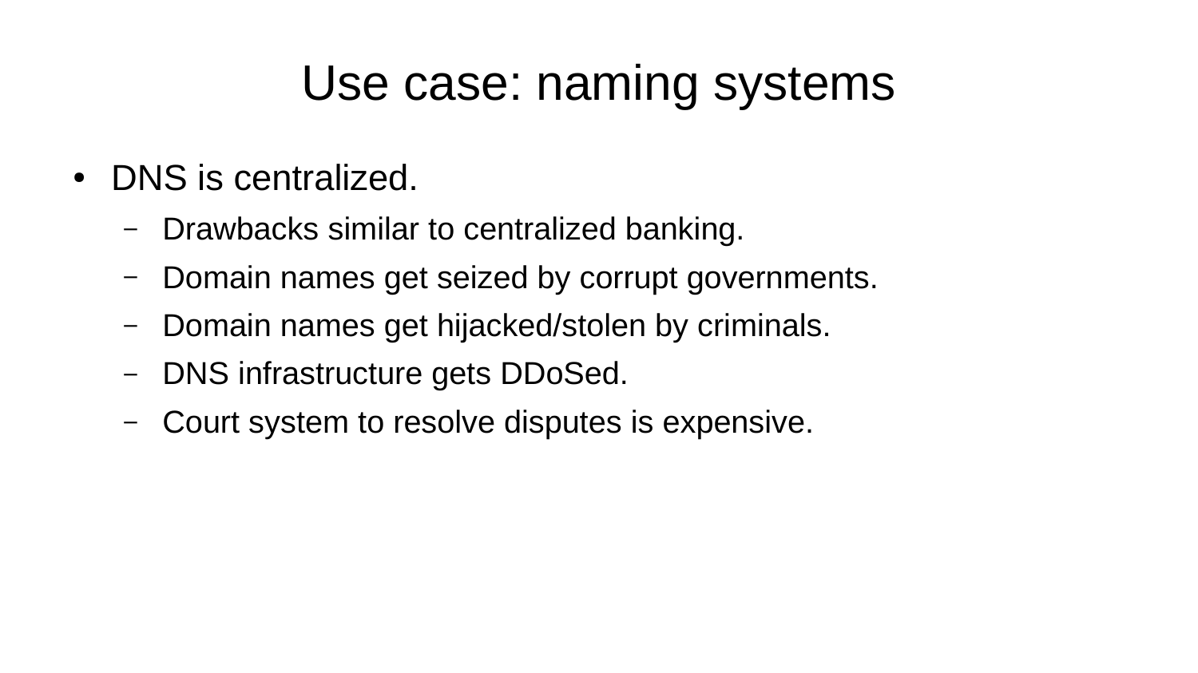# Use case: naming systems

- DNS is centralized.
  - Drawbacks similar to centralized banking.
  - Domain names get seized by corrupt governments.
  - Domain names get hijacked/stolen by criminals.
  - DNS infrastructure gets DDoSed.
  - Court system to resolve disputes is expensive.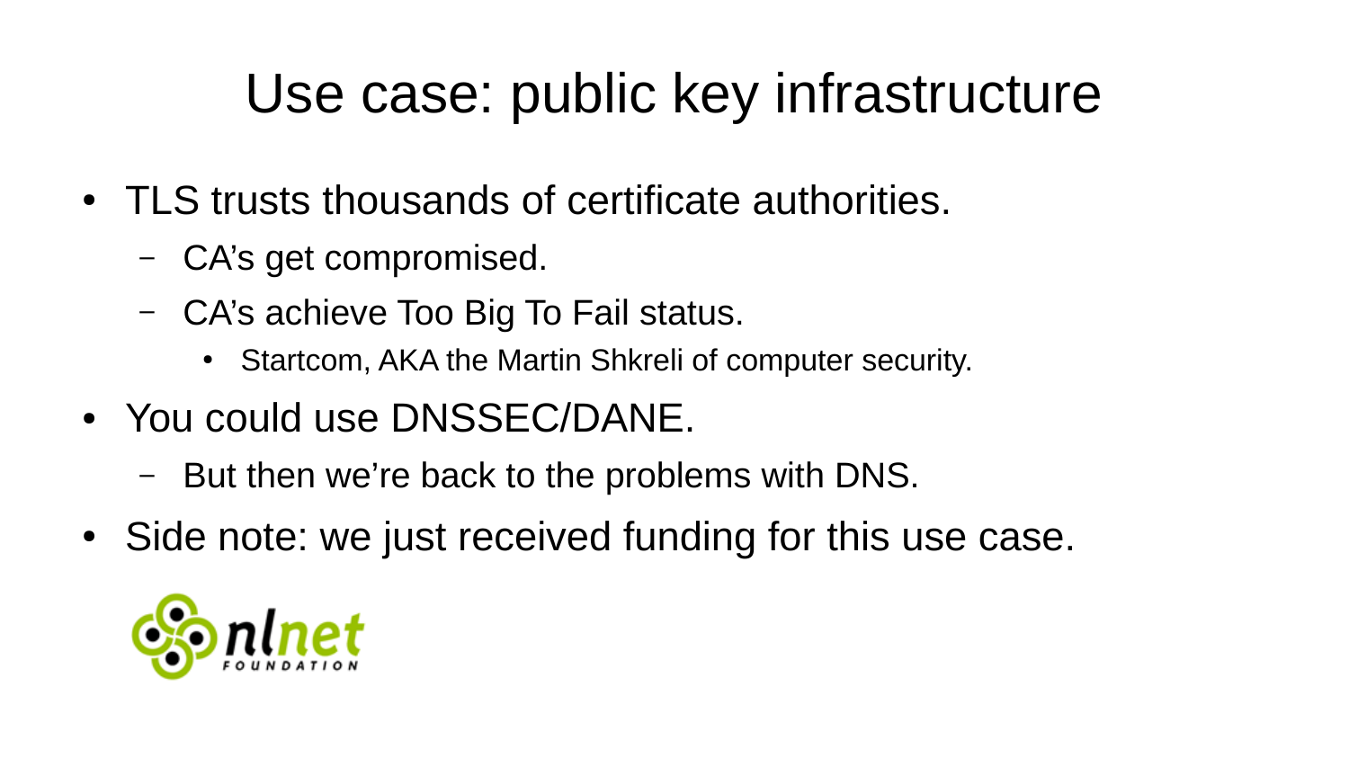# Use case: public key infrastructure

- TLS trusts thousands of certificate authorities.
  - CA's get compromised.
  - CA's achieve Too Big To Fail status.
    - Startcom, AKA the Martin Shkreli of computer security.
- You could use DNSSEC/DANE.
  - But then we're back to the problems with DNS.
- Side note: we just received funding for this use case.

nlnet FOUNDATION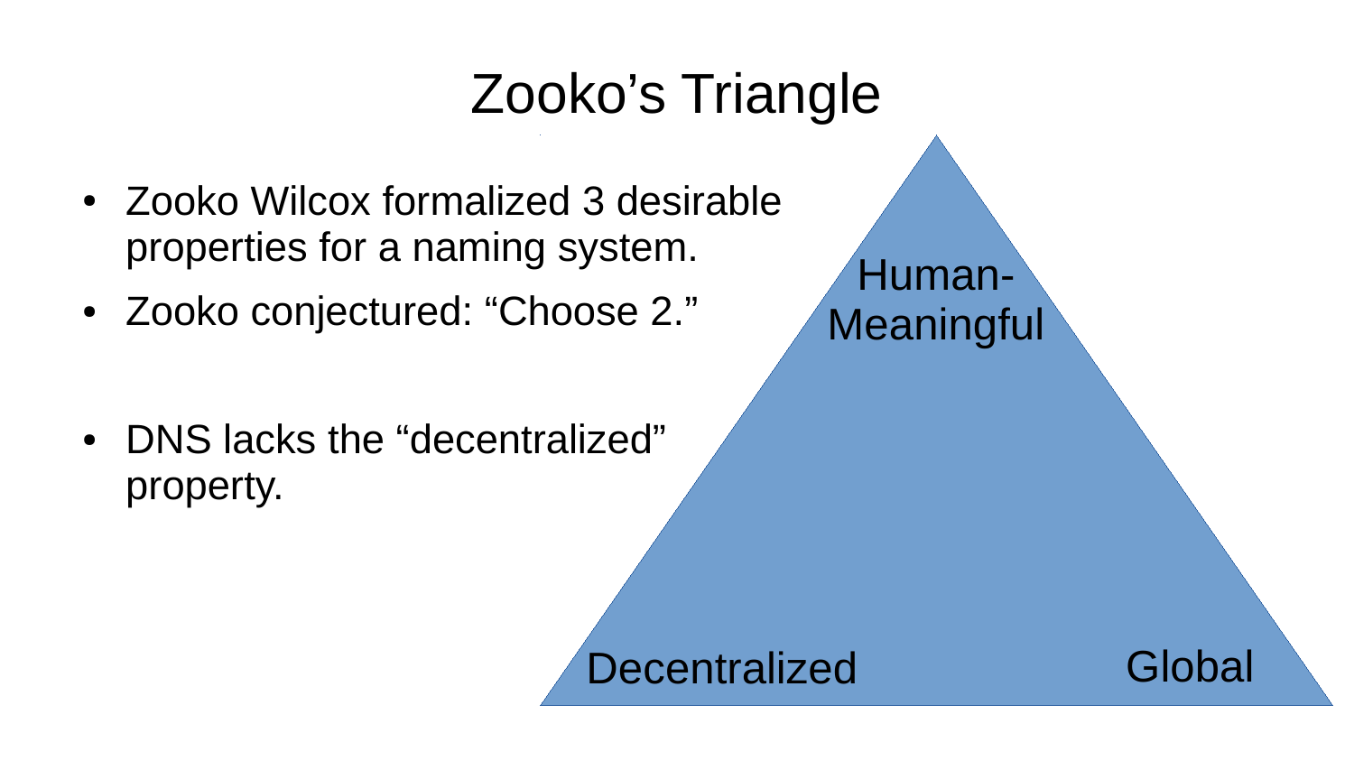# Zooko's Triangle

- Zooko Wilcox formalized 3 desirable properties for a naming system.
- Zooko conjectured: "Choose 2."
- DNS lacks the "decentralized" property.

Human-Meaningful

Decentralized

Global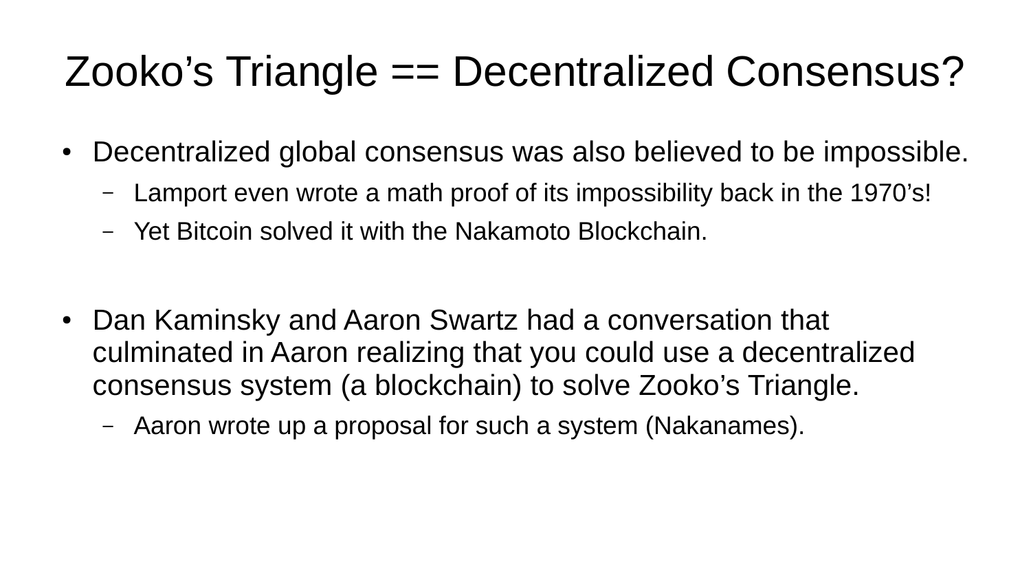# Zooko's Triangle == Decentralized Consensus?

- Decentralized global consensus was also believed to be impossible.
  - Lamport even wrote a math proof of its impossibility back in the 1970's!
  - Yet Bitcoin solved it with the Nakamoto Blockchain.

- Dan Kaminsky and Aaron Swartz had a conversation that culminated in Aaron realizing that you could use a decentralized consensus system (a blockchain) to solve Zooko's Triangle.
  - Aaron wrote up a proposal for such a system (Nakanames).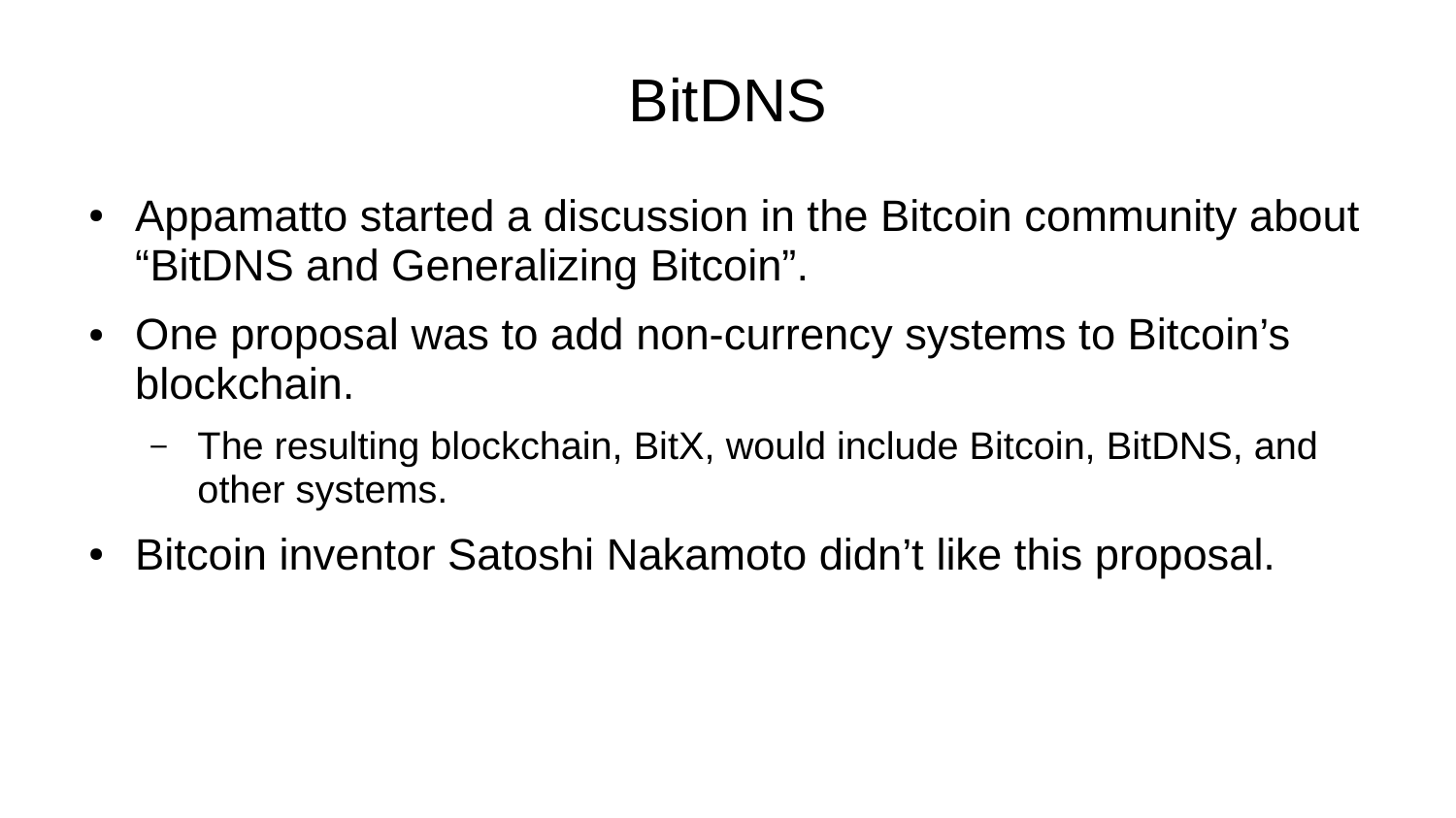# BitDNS

- Appamatto started a discussion in the Bitcoin community about "BitDNS and Generalizing Bitcoin".
- One proposal was to add non-currency systems to Bitcoin's blockchain.
  - The resulting blockchain, BitX, would include Bitcoin, BitDNS, and other systems.
- Bitcoin inventor Satoshi Nakamoto didn't like this proposal.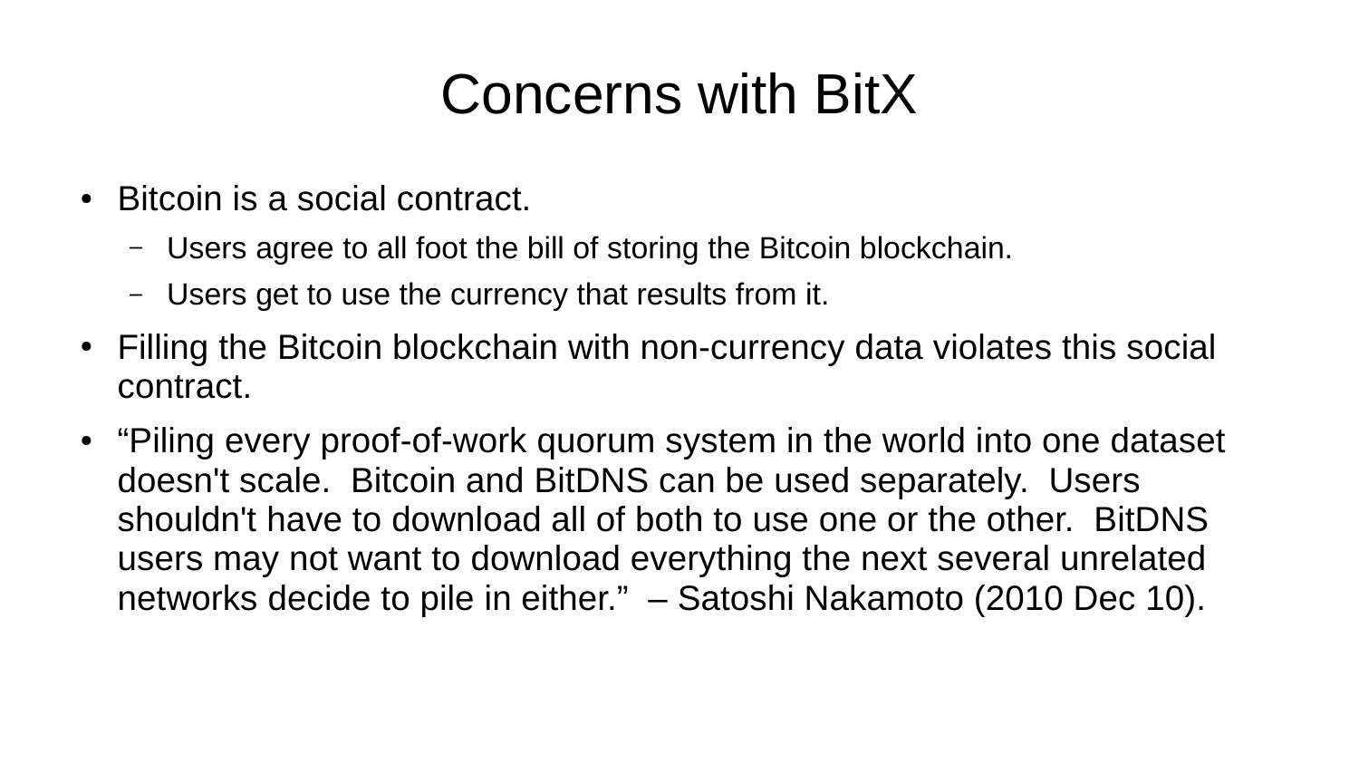# Concerns with BitX

- Bitcoin is a social contract.
  - Users agree to all foot the bill of storing the Bitcoin blockchain.
  - Users get to use the currency that results from it.
- Filling the Bitcoin blockchain with non-currency data violates this social contract.
- “Piling every proof-of-work quorum system in the world into one dataset doesn't scale. Bitcoin and BitDNS can be used separately. Users shouldn't have to download all of both to use one or the other. BitDNS users may not want to download everything the next several unrelated networks decide to pile in either.” – Satoshi Nakamoto (2010 Dec 10).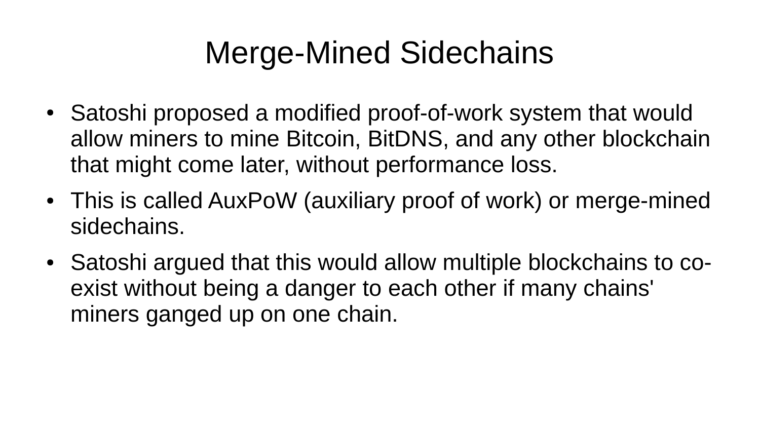# Merge-Mined Sidechains

- Satoshi proposed a modified proof-of-work system that would allow miners to mine Bitcoin, BitDNS, and any other blockchain that might come later, without performance loss.
- This is called AuxPoW (auxiliary proof of work) or merge-mined sidechains.
- Satoshi argued that this would allow multiple blockchains to co-exist without being a danger to each other if many chains' miners ganged up on one chain.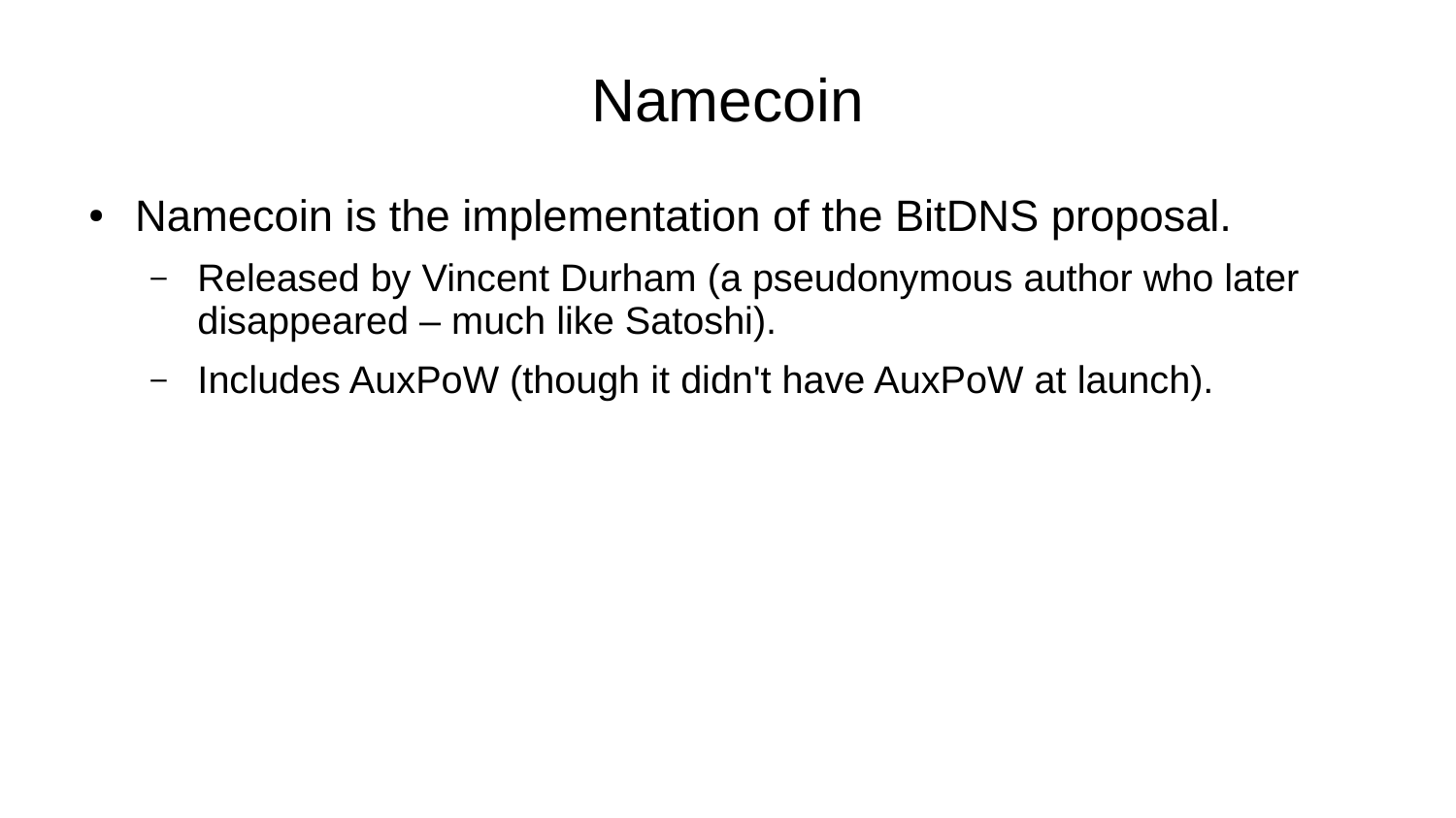# Namecoin

- Namecoin is the implementation of the BitDNS proposal.
  - Released by Vincent Durham (a pseudonymous author who later disappeared – much like Satoshi).
  - Includes AuxPoW (though it didn't have AuxPoW at launch).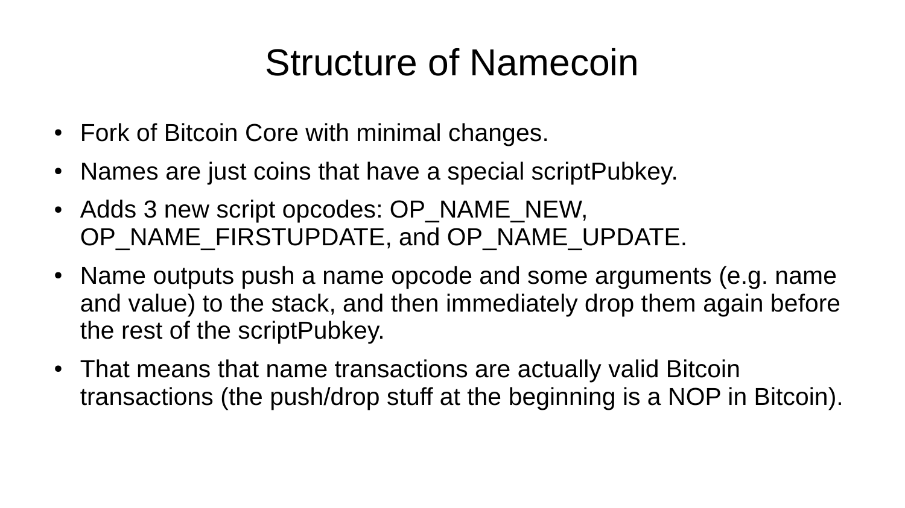# Structure of Namecoin

- Fork of Bitcoin Core with minimal changes.
- Names are just coins that have a special scriptPubkey.
- Adds 3 new script opcodes: OP_NAME_NEW, OP_NAME_FIRSTUPDATE, and OP_NAME_UPDATE.
- Name outputs push a name opcode and some arguments (e.g. name and value) to the stack, and then immediately drop them again before the rest of the scriptPubkey.
- That means that name transactions are actually valid Bitcoin transactions (the push/drop stuff at the beginning is a NOP in Bitcoin).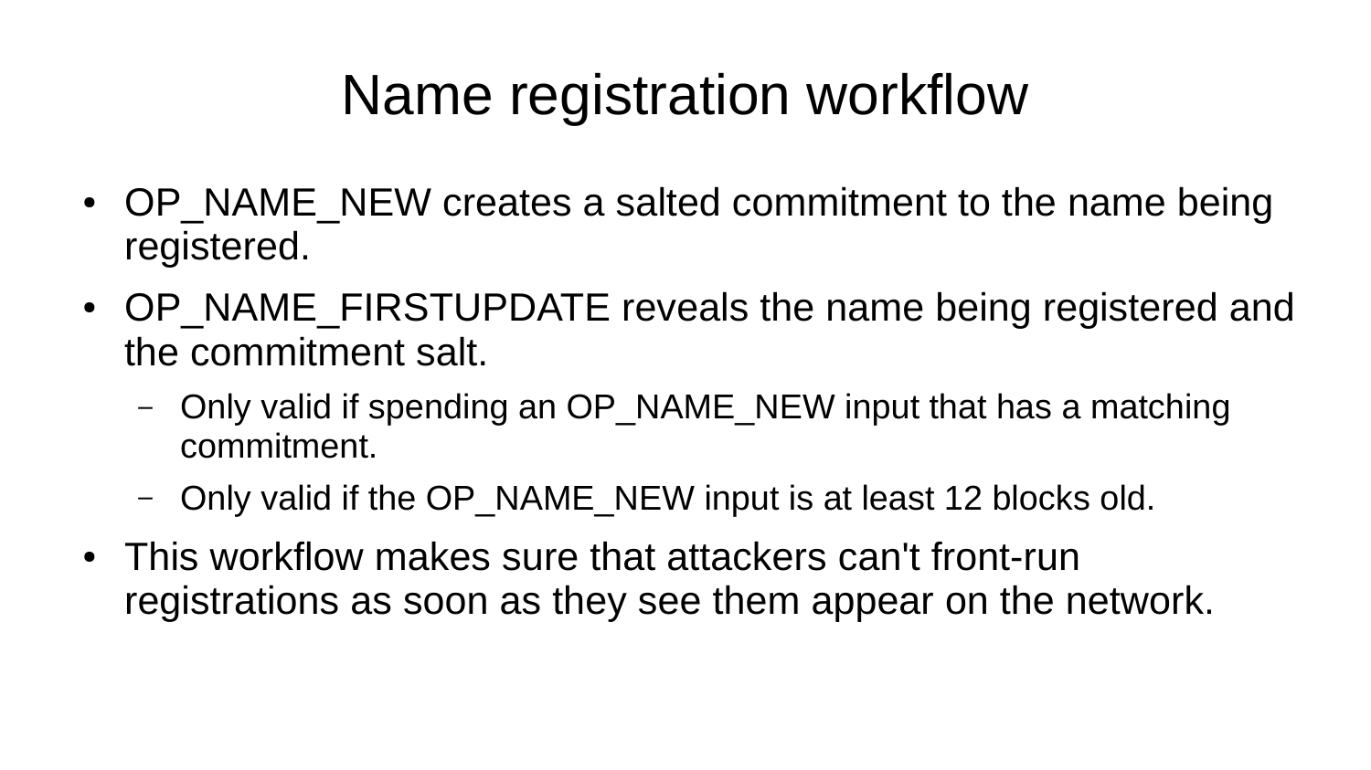# Name registration workflow

- OP_NAME_NEW creates a salted commitment to the name being registered.
- OP_NAME_FIRSTUPDATE reveals the name being registered and the commitment salt.
  - Only valid if spending an OP_NAME_NEW input that has a matching commitment.
  - Only valid if the OP_NAME_NEW input is at least 12 blocks old.
- This workflow makes sure that attackers can't front-run registrations as soon as they see them appear on the network.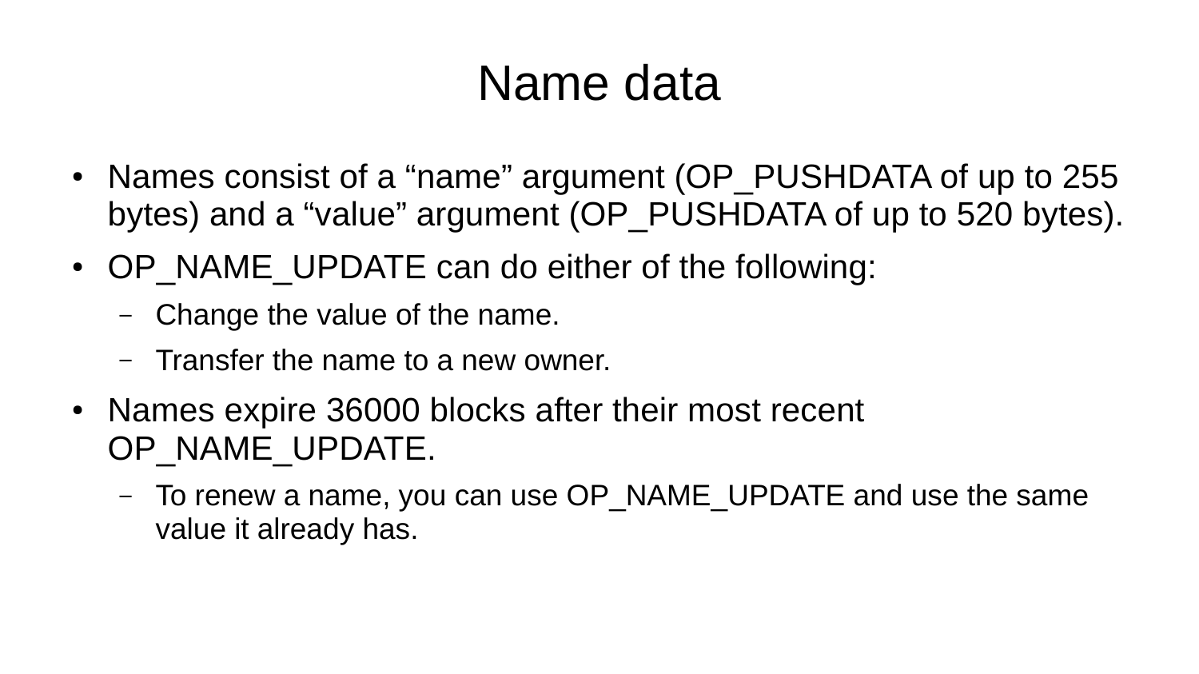# Name data

- Names consist of a “name” argument (OP_PUSHDATA of up to 255 bytes) and a “value” argument (OP_PUSHDATA of up to 520 bytes).
- OP_NAME_UPDATE can do either of the following:
  - Change the value of the name.
  - Transfer the name to a new owner.
- Names expire 36000 blocks after their most recent OP_NAME_UPDATE.
  - To renew a name, you can use OP_NAME_UPDATE and use the same value it already has.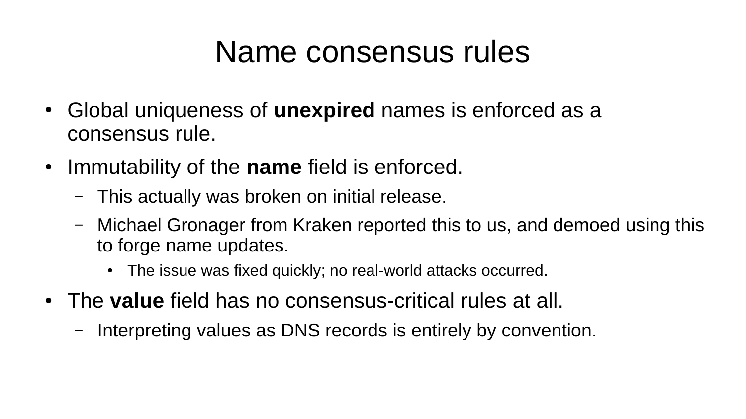# Name consensus rules

- Global uniqueness of **unexpired** names is enforced as a consensus rule.
- Immutability of the **name** field is enforced.
  - This actually was broken on initial release.
  - Michael Gronager from Kraken reported this to us, and demoed using this to forge name updates.
    - The issue was fixed quickly; no real-world attacks occurred.
- The **value** field has no consensus-critical rules at all.
  - Interpreting values as DNS records is entirely by convention.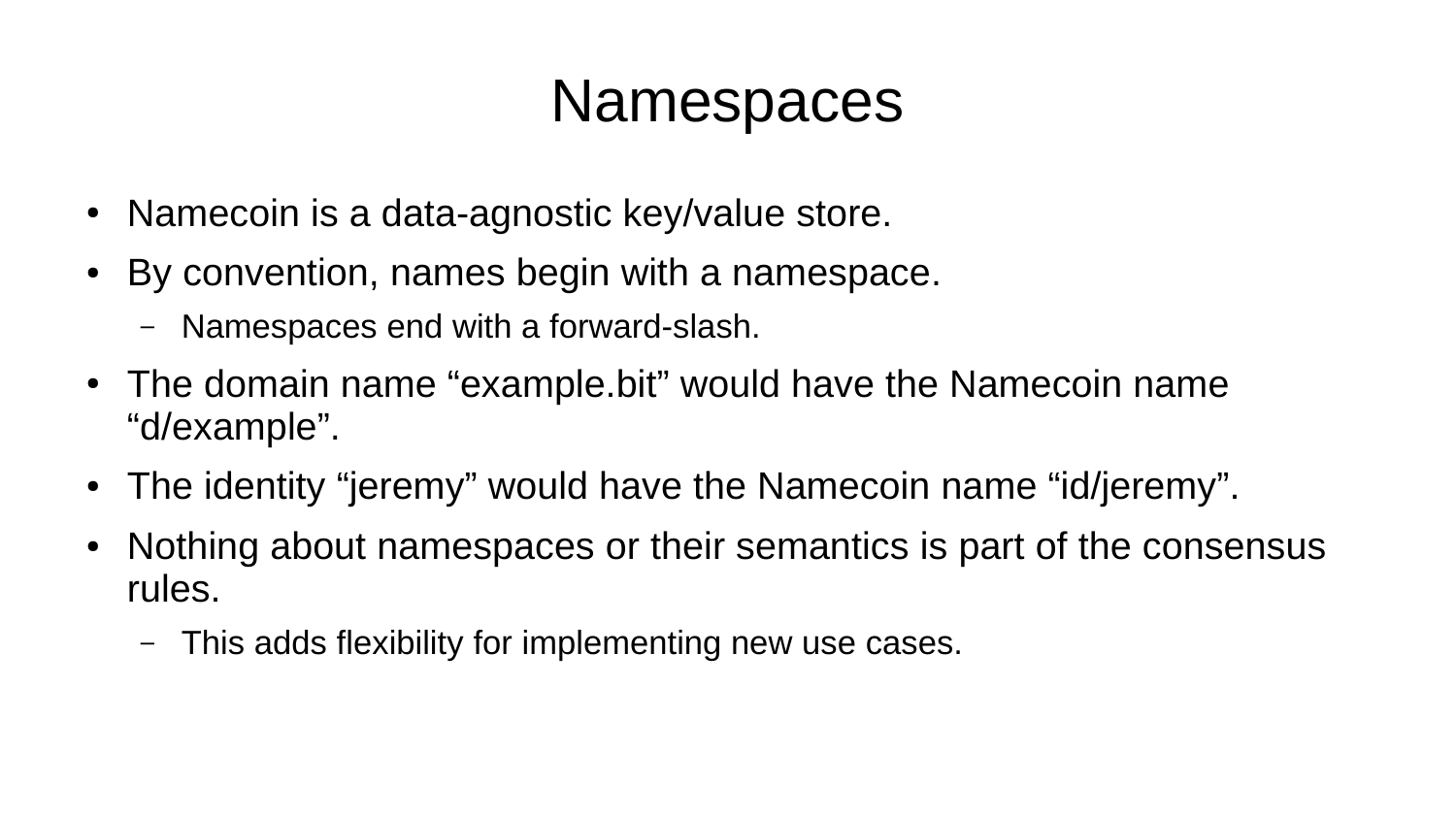# Namespaces

- Namecoin is a data-agnostic key/value store.
- By convention, names begin with a namespace.
  - Namespaces end with a forward-slash.
- The domain name “example.bit” would have the Namecoin name “d/example”.
- The identity “jeremy” would have the Namecoin name “id/jeremy”.
- Nothing about namespaces or their semantics is part of the consensus rules.
  - This adds flexibility for implementing new use cases.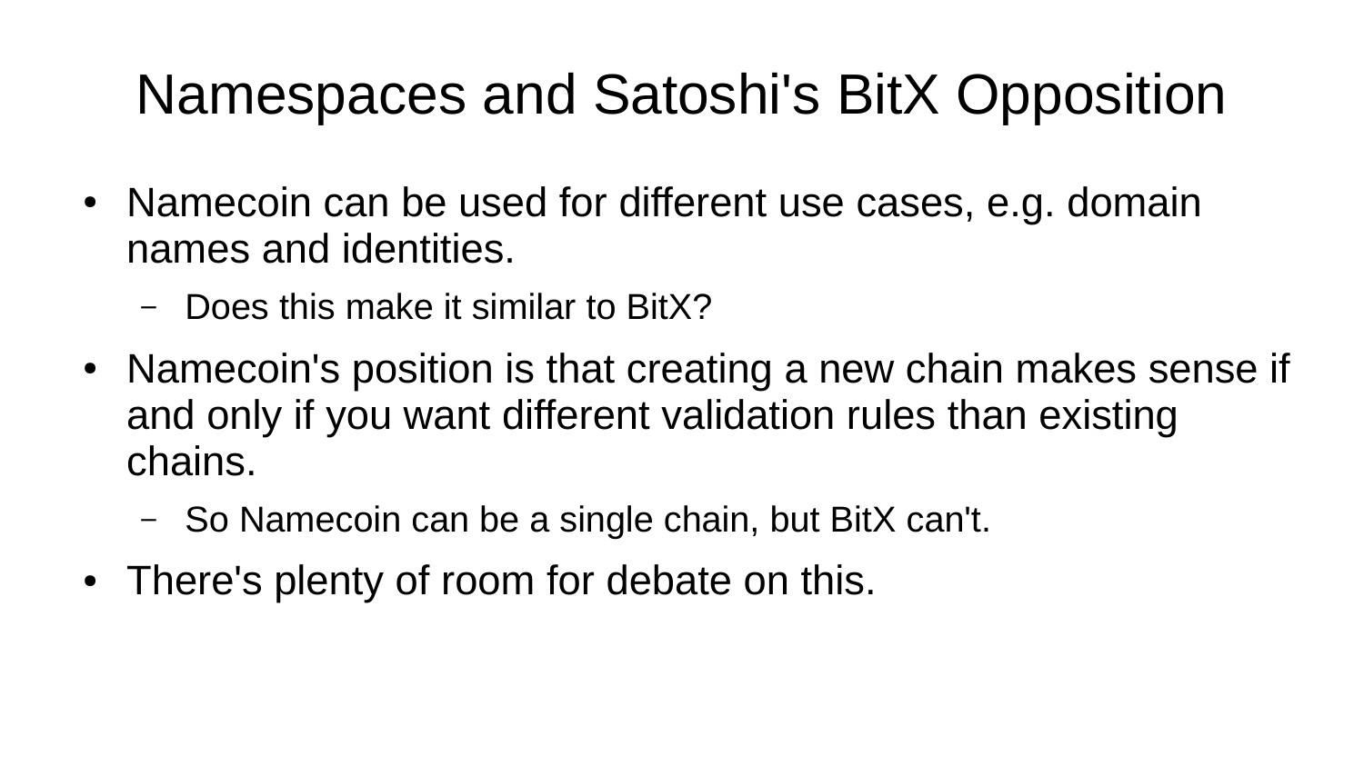# Namespaces and Satoshi's BitX Opposition

- Namecoin can be used for different use cases, e.g. domain names and identities.
  - Does this make it similar to BitX?
- Namecoin's position is that creating a new chain makes sense if and only if you want different validation rules than existing chains.
  - So Namecoin can be a single chain, but BitX can't.
- There's plenty of room for debate on this.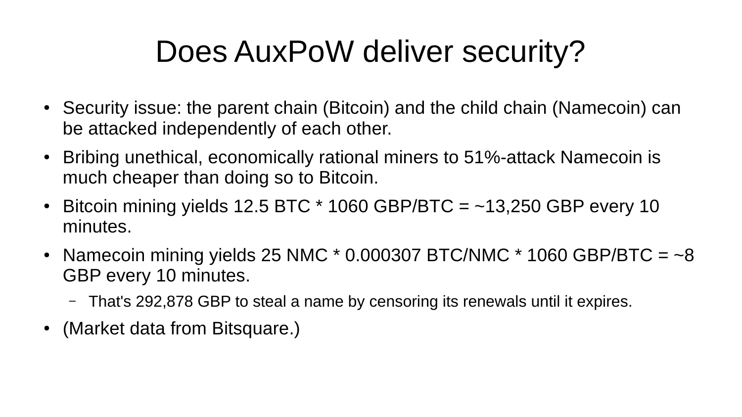# Does AuxPoW deliver security?

- Security issue: the parent chain (Bitcoin) and the child chain (Namecoin) can be attacked independently of each other.
- Bribing unethical, economically rational miners to 51%-attack Namecoin is much cheaper than doing so to Bitcoin.
- Bitcoin mining yields 12.5 BTC * 1060 GBP/BTC = ~13,250 GBP every 10 minutes.
- Namecoin mining yields 25 NMC * 0.000307 BTC/NMC * 1060 GBP/BTC = ~8 GBP every 10 minutes.
  - That's 292,878 GBP to steal a name by censoring its renewals until it expires.
- (Market data from Bitsquare.)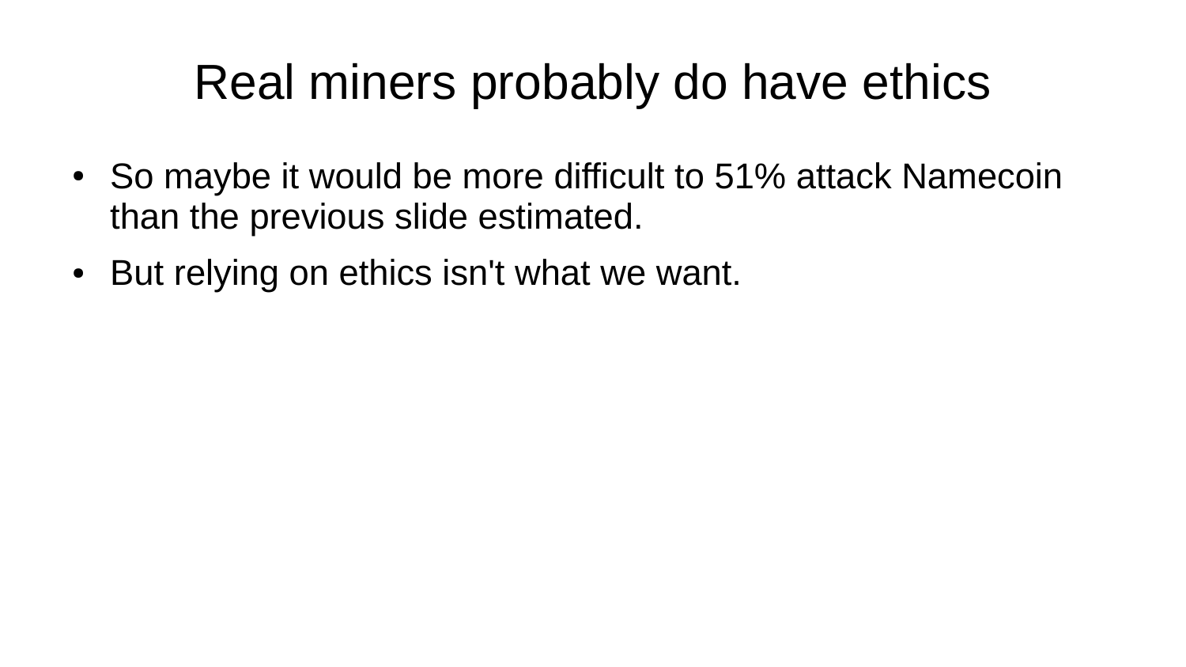# Real miners probably do have ethics

- So maybe it would be more difficult to 51% attack Namecoin than the previous slide estimated.
- But relying on ethics isn't what we want.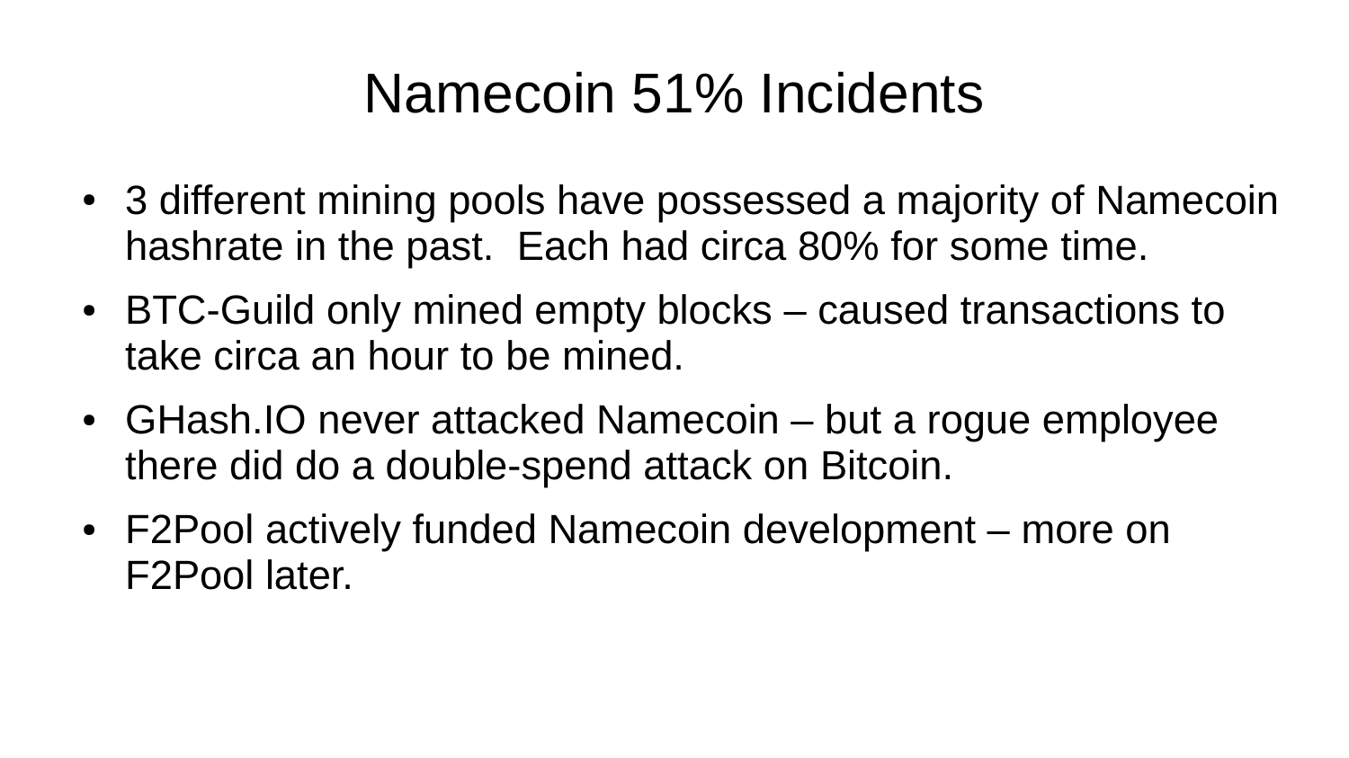# Namecoin 51% Incidents

- 3 different mining pools have possessed a majority of Namecoin hashrate in the past.  Each had circa 80% for some time.
- BTC-Guild only mined empty blocks – caused transactions to take circa an hour to be mined.
- GHash.IO never attacked Namecoin – but a rogue employee there did do a double-spend attack on Bitcoin.
- F2Pool actively funded Namecoin development – more on F2Pool later.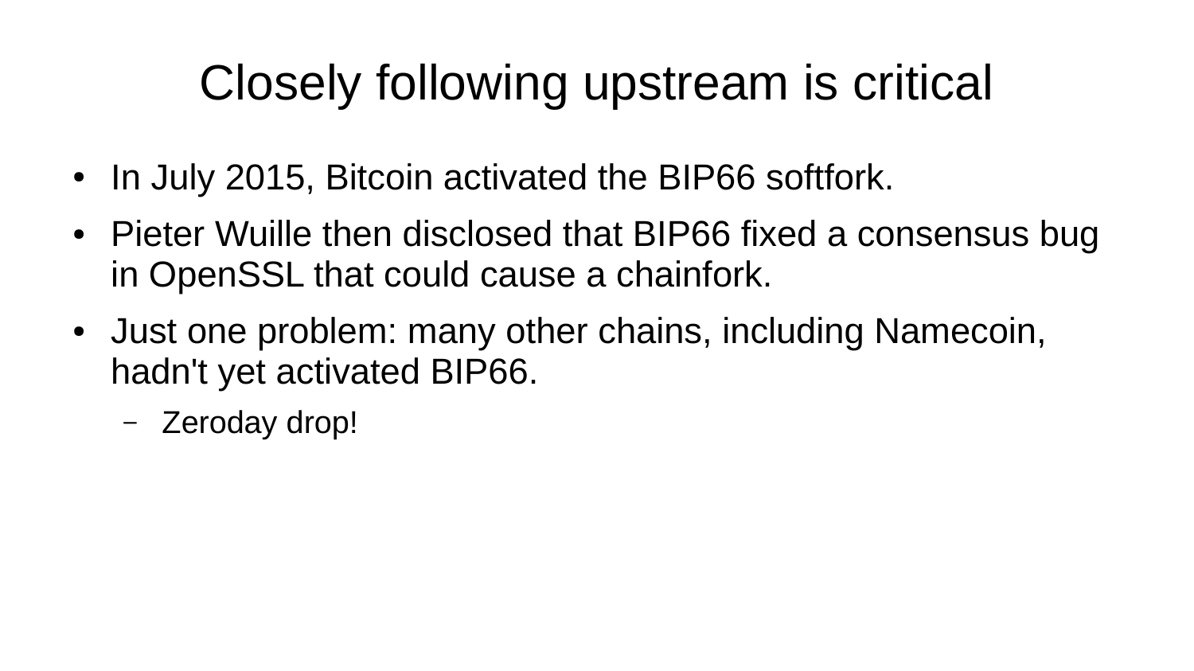# Closely following upstream is critical

- In July 2015, Bitcoin activated the BIP66 softfork.
- Pieter Wuille then disclosed that BIP66 fixed a consensus bug in OpenSSL that could cause a chainfork.
- Just one problem: many other chains, including Namecoin, hadn't yet activated BIP66.
  - Zeroday drop!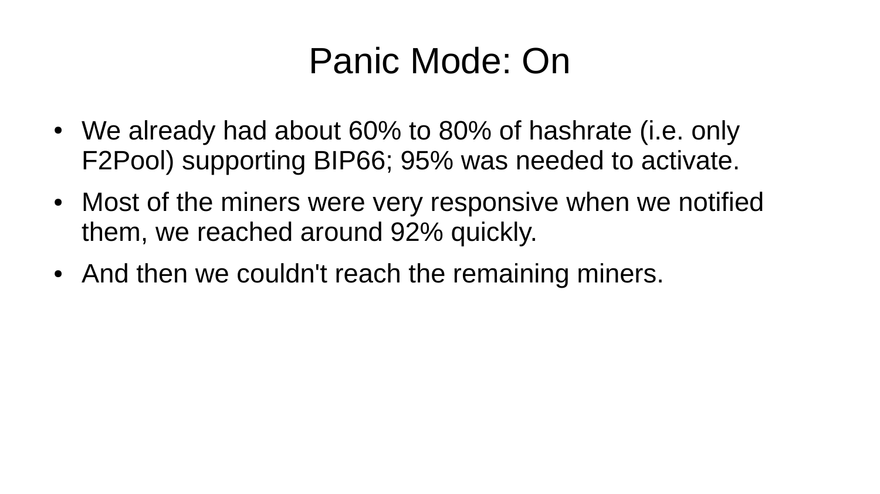# Panic Mode: On

- We already had about 60% to 80% of hashrate (i.e. only F2Pool) supporting BIP66; 95% was needed to activate.
- Most of the miners were very responsive when we notified them, we reached around 92% quickly.
- And then we couldn't reach the remaining miners.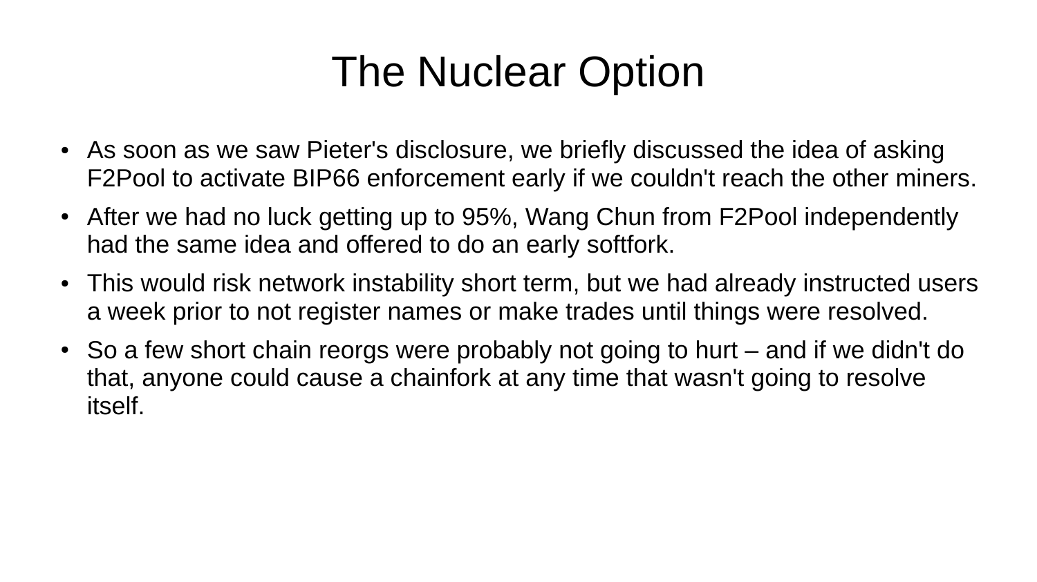# The Nuclear Option

- As soon as we saw Pieter's disclosure, we briefly discussed the idea of asking F2Pool to activate BIP66 enforcement early if we couldn't reach the other miners.
- After we had no luck getting up to 95%, Wang Chun from F2Pool independently had the same idea and offered to do an early softfork.
- This would risk network instability short term, but we had already instructed users a week prior to not register names or make trades until things were resolved.
- So a few short chain reorgs were probably not going to hurt – and if we didn't do that, anyone could cause a chainfork at any time that wasn't going to resolve itself.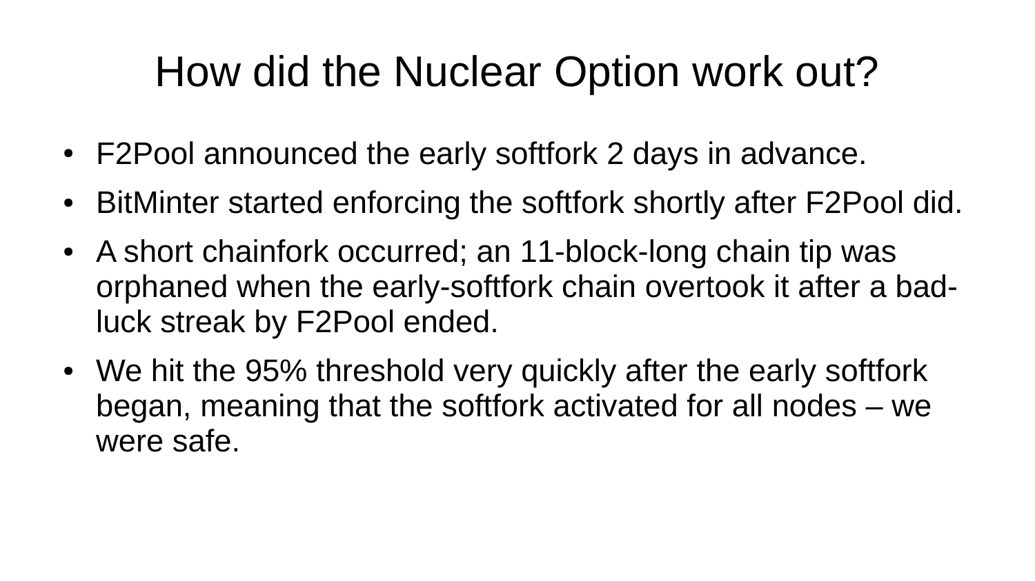# How did the Nuclear Option work out?

- F2Pool announced the early softfork 2 days in advance.
- BitMinter started enforcing the softfork shortly after F2Pool did.
- A short chainfork occurred; an 11-block-long chain tip was orphaned when the early-softfork chain overtook it after a bad-luck streak by F2Pool ended.
- We hit the 95% threshold very quickly after the early softfork began, meaning that the softfork activated for all nodes – we were safe.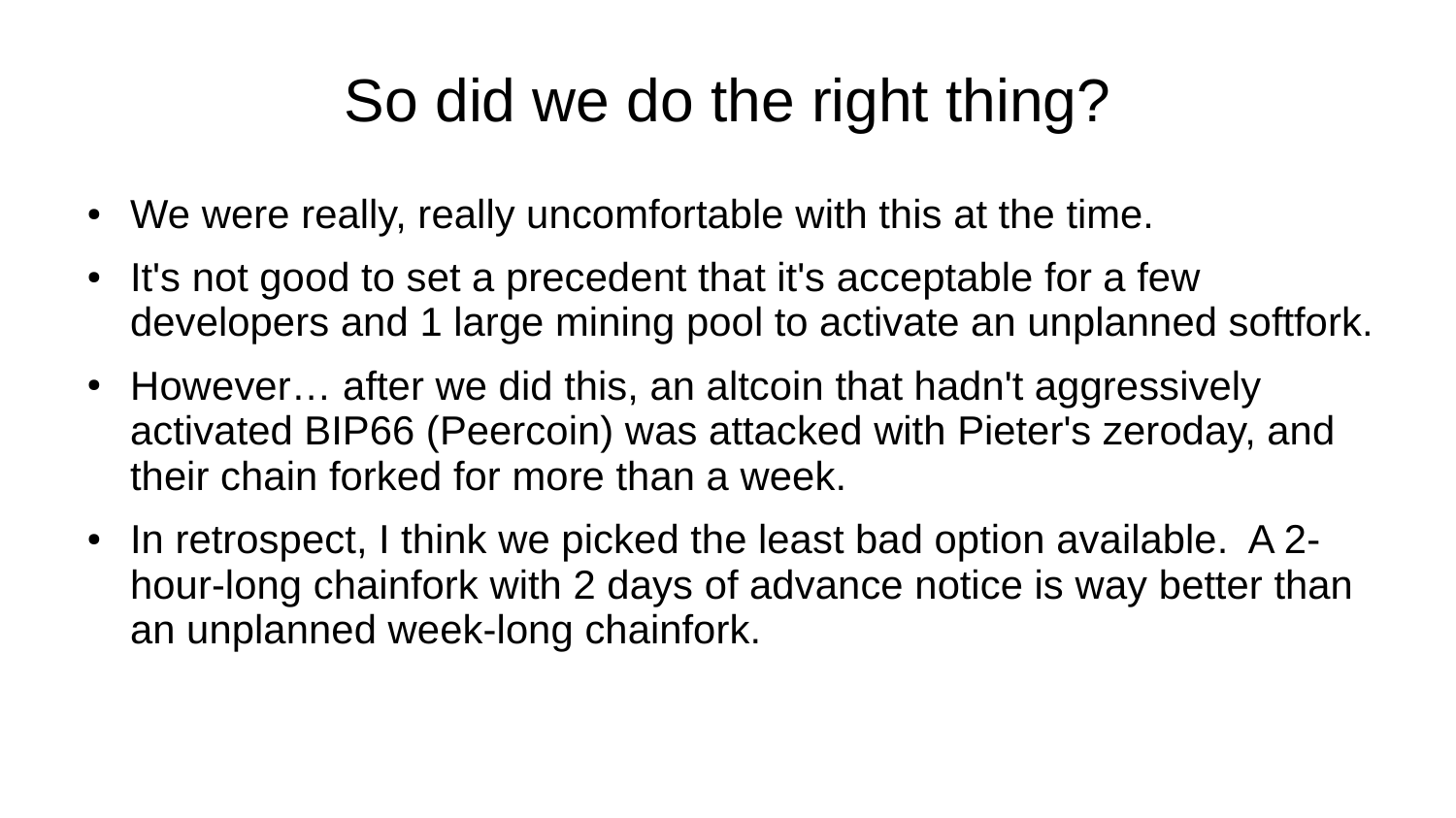# So did we do the right thing?

- We were really, really uncomfortable with this at the time.
- It's not good to set a precedent that it's acceptable for a few developers and 1 large mining pool to activate an unplanned softfork.
- However… after we did this, an altcoin that hadn't aggressively activated BIP66 (Peercoin) was attacked with Pieter's zeroday, and their chain forked for more than a week.
- In retrospect, I think we picked the least bad option available. A 2-hour-long chainfork with 2 days of advance notice is way better than an unplanned week-long chainfork.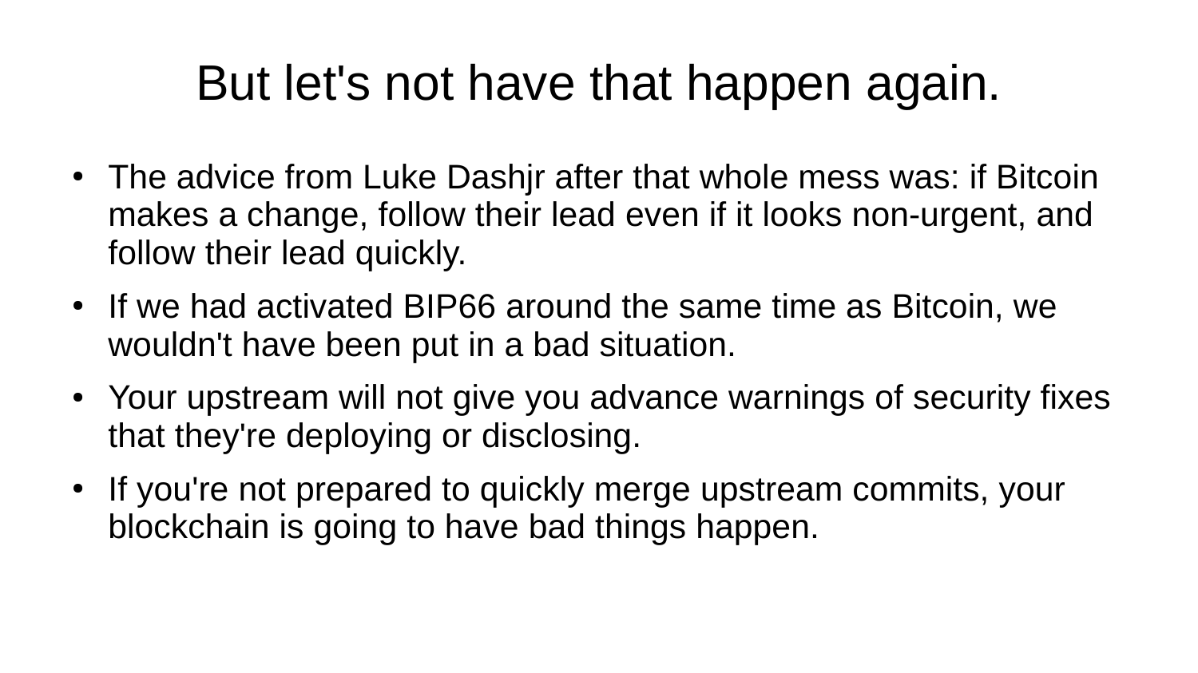# But let's not have that happen again.

- The advice from Luke Dashjr after that whole mess was: if Bitcoin makes a change, follow their lead even if it looks non-urgent, and follow their lead quickly.
- If we had activated BIP66 around the same time as Bitcoin, we wouldn't have been put in a bad situation.
- Your upstream will not give you advance warnings of security fixes that they're deploying or disclosing.
- If you're not prepared to quickly merge upstream commits, your blockchain is going to have bad things happen.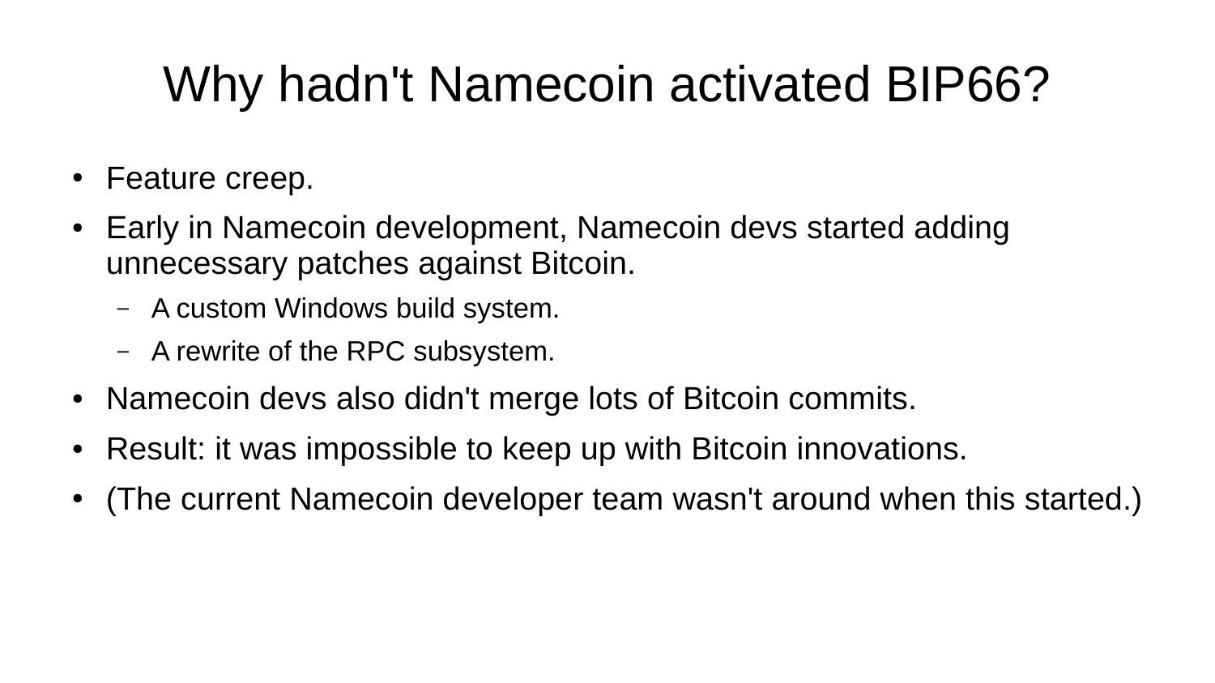# Why hadn't Namecoin activated BIP66?

- Feature creep.
- Early in Namecoin development, Namecoin devs started adding unnecessary patches against Bitcoin.
  - A custom Windows build system.
  - A rewrite of the RPC subsystem.
- Namecoin devs also didn't merge lots of Bitcoin commits.
- Result: it was impossible to keep up with Bitcoin innovations.
- (The current Namecoin developer team wasn't around when this started.)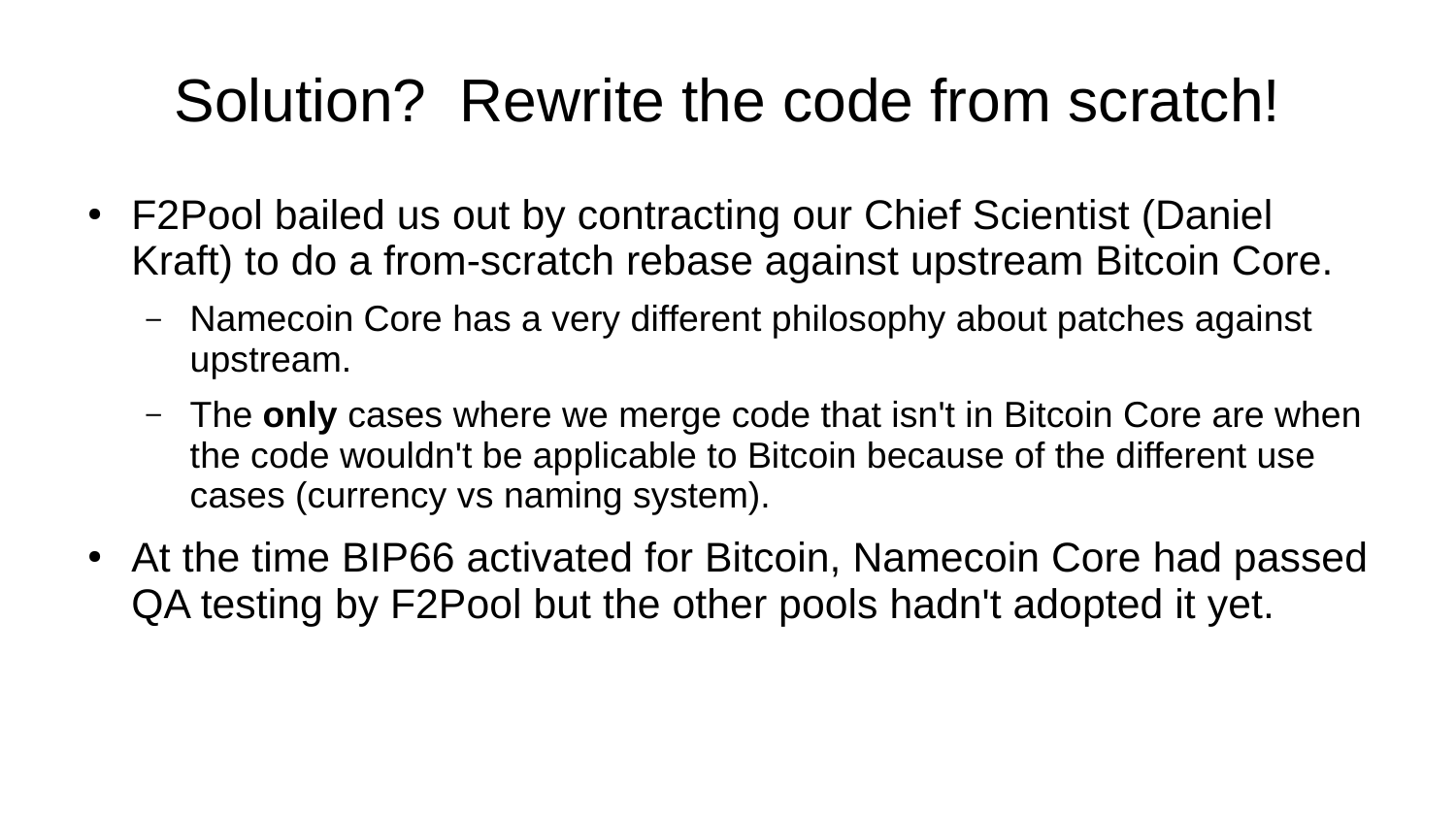# Solution? Rewrite the code from scratch!

- F2Pool bailed us out by contracting our Chief Scientist (Daniel Kraft) to do a from-scratch rebase against upstream Bitcoin Core.
  - Namecoin Core has a very different philosophy about patches against upstream.
  - The **only** cases where we merge code that isn't in Bitcoin Core are when the code wouldn't be applicable to Bitcoin because of the different use cases (currency vs naming system).
- At the time BIP66 activated for Bitcoin, Namecoin Core had passed QA testing by F2Pool but the other pools hadn't adopted it yet.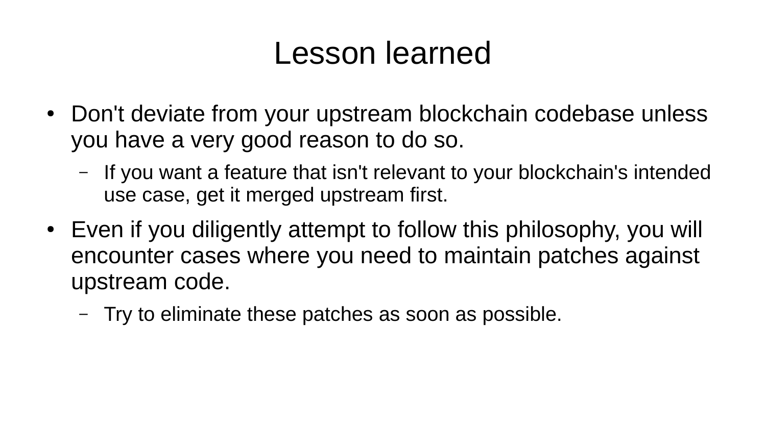# Lesson learned

- Don't deviate from your upstream blockchain codebase unless you have a very good reason to do so.
  - If you want a feature that isn't relevant to your blockchain's intended use case, get it merged upstream first.
- Even if you diligently attempt to follow this philosophy, you will encounter cases where you need to maintain patches against upstream code.
  - Try to eliminate these patches as soon as possible.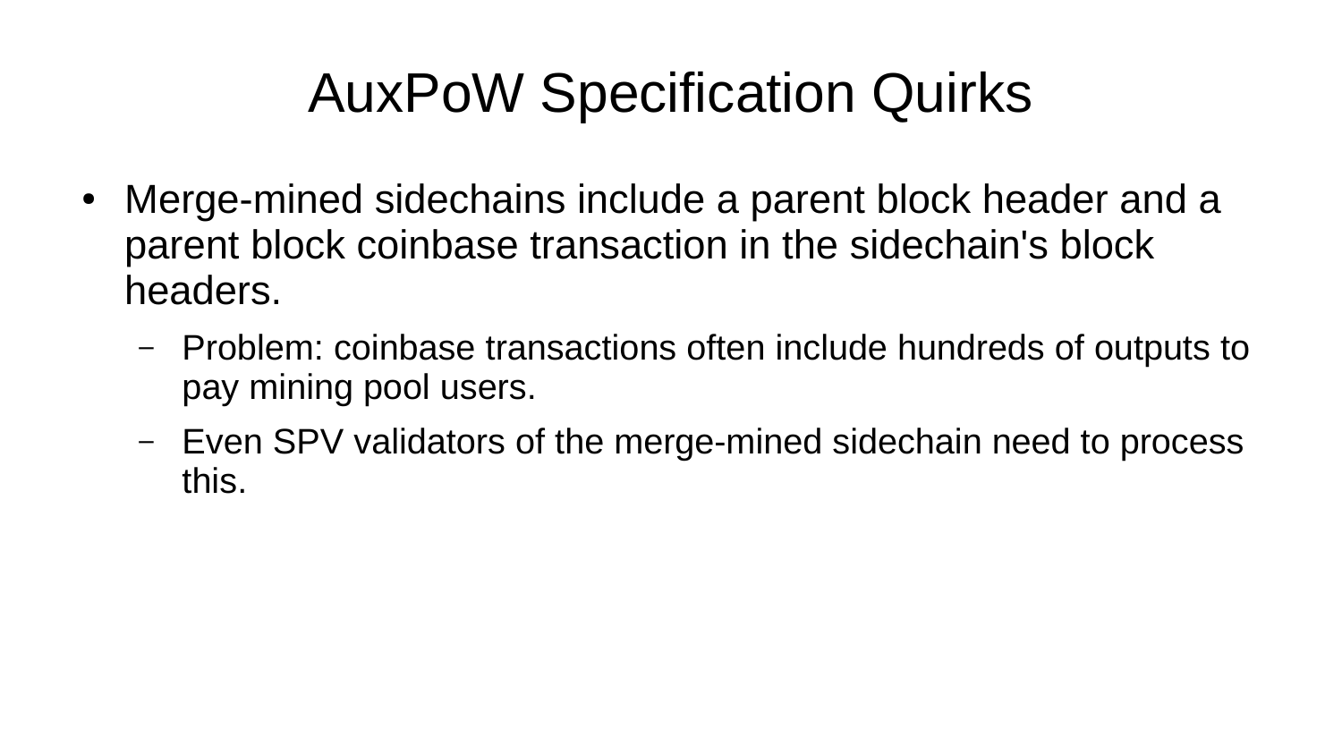# AuxPoW Specification Quirks

- Merge-mined sidechains include a parent block header and a parent block coinbase transaction in the sidechain's block headers.
  - Problem: coinbase transactions often include hundreds of outputs to pay mining pool users.
  - Even SPV validators of the merge-mined sidechain need to process this.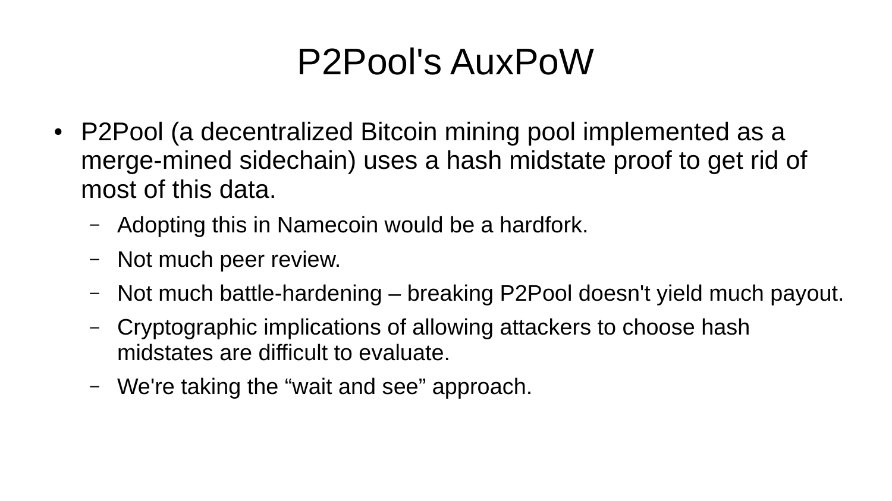# P2Pool's AuxPoW

- P2Pool (a decentralized Bitcoin mining pool implemented as a merge-mined sidechain) uses a hash midstate proof to get rid of most of this data.
  - Adopting this in Namecoin would be a hardfork.
  - Not much peer review.
  - Not much battle-hardening – breaking P2Pool doesn't yield much payout.
  - Cryptographic implications of allowing attackers to choose hash midstates are difficult to evaluate.
  - We're taking the “wait and see” approach.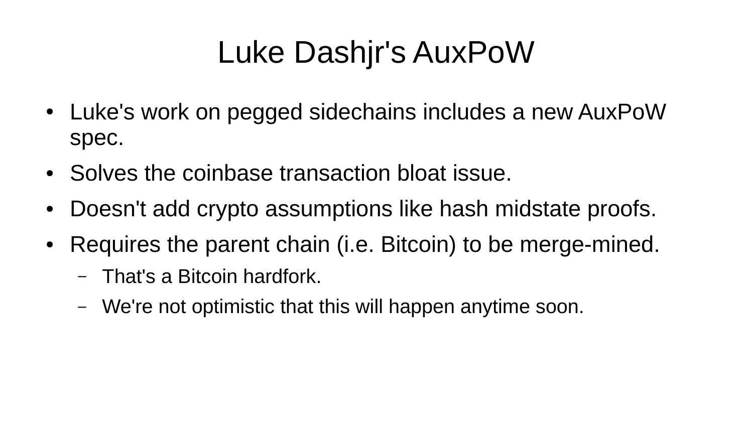# Luke Dashjr's AuxPoW

- Luke's work on pegged sidechains includes a new AuxPoW spec.
- Solves the coinbase transaction bloat issue.
- Doesn't add crypto assumptions like hash midstate proofs.
- Requires the parent chain (i.e. Bitcoin) to be merge-mined.
  - That's a Bitcoin hardfork.
  - We're not optimistic that this will happen anytime soon.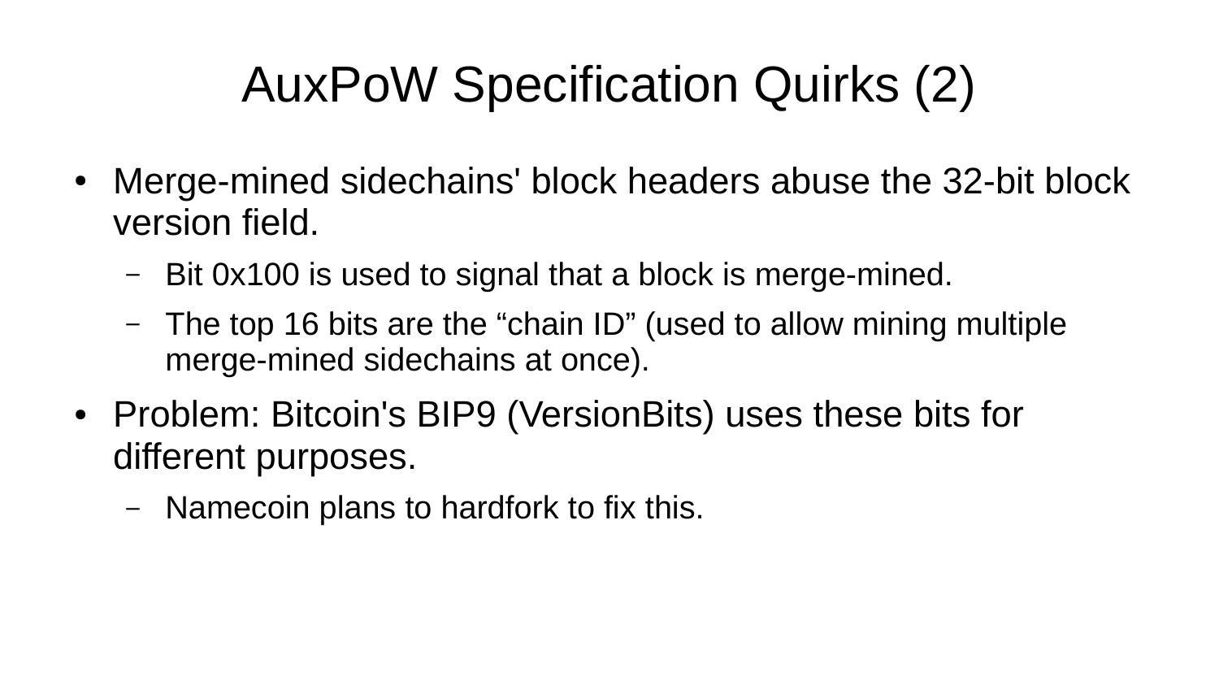# AuxPoW Specification Quirks (2)

- Merge-mined sidechains' block headers abuse the 32-bit block version field.
  - Bit 0x100 is used to signal that a block is merge-mined.
  - The top 16 bits are the “chain ID” (used to allow mining multiple merge-mined sidechains at once).
- Problem: Bitcoin's BIP9 (VersionBits) uses these bits for different purposes.
  - Namecoin plans to hardfork to fix this.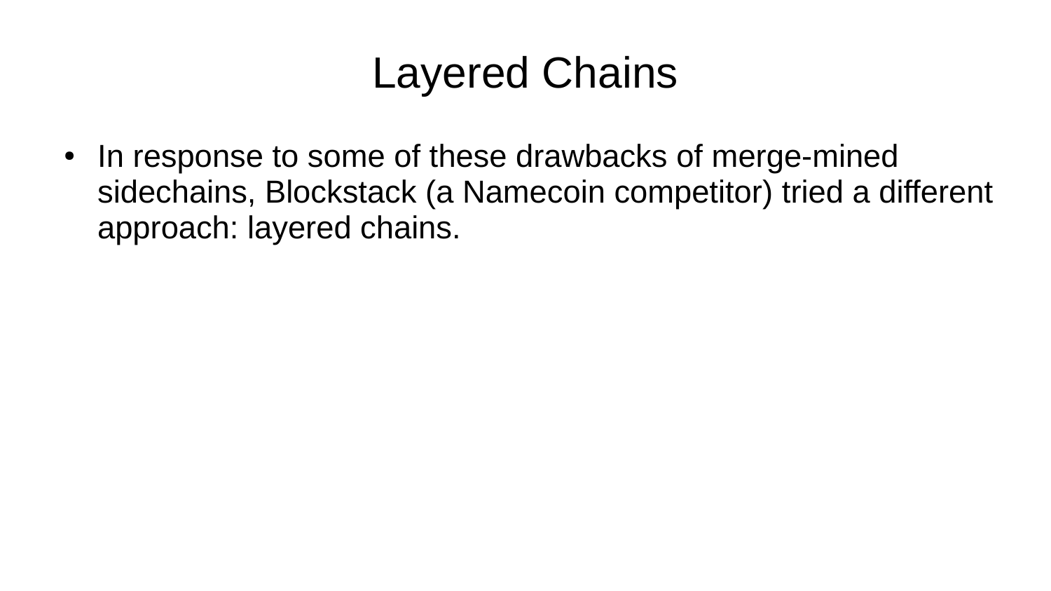# Layered Chains

- In response to some of these drawbacks of merge-mined sidechains, Blockstack (a Namecoin competitor) tried a different approach: layered chains.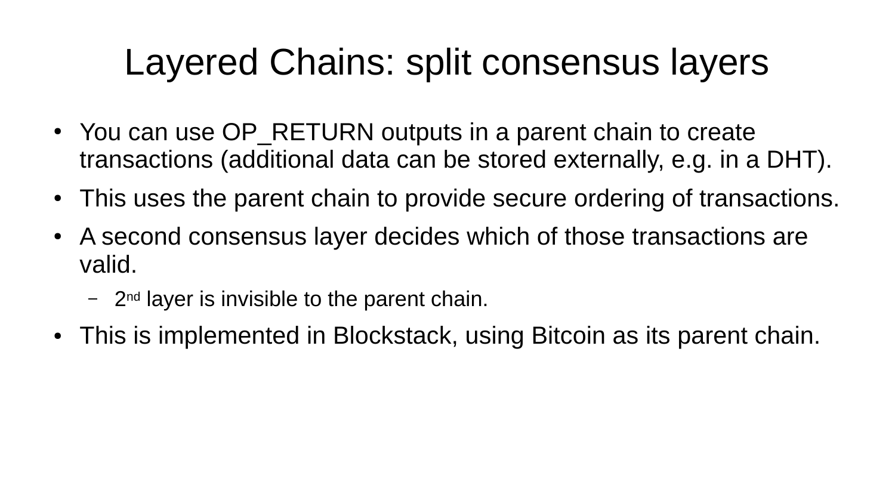# Layered Chains: split consensus layers

- You can use OP_RETURN outputs in a parent chain to create transactions (additional data can be stored externally, e.g. in a DHT).
- This uses the parent chain to provide secure ordering of transactions.
- A second consensus layer decides which of those transactions are valid.
  - 2nd layer is invisible to the parent chain.
- This is implemented in Blockstack, using Bitcoin as its parent chain.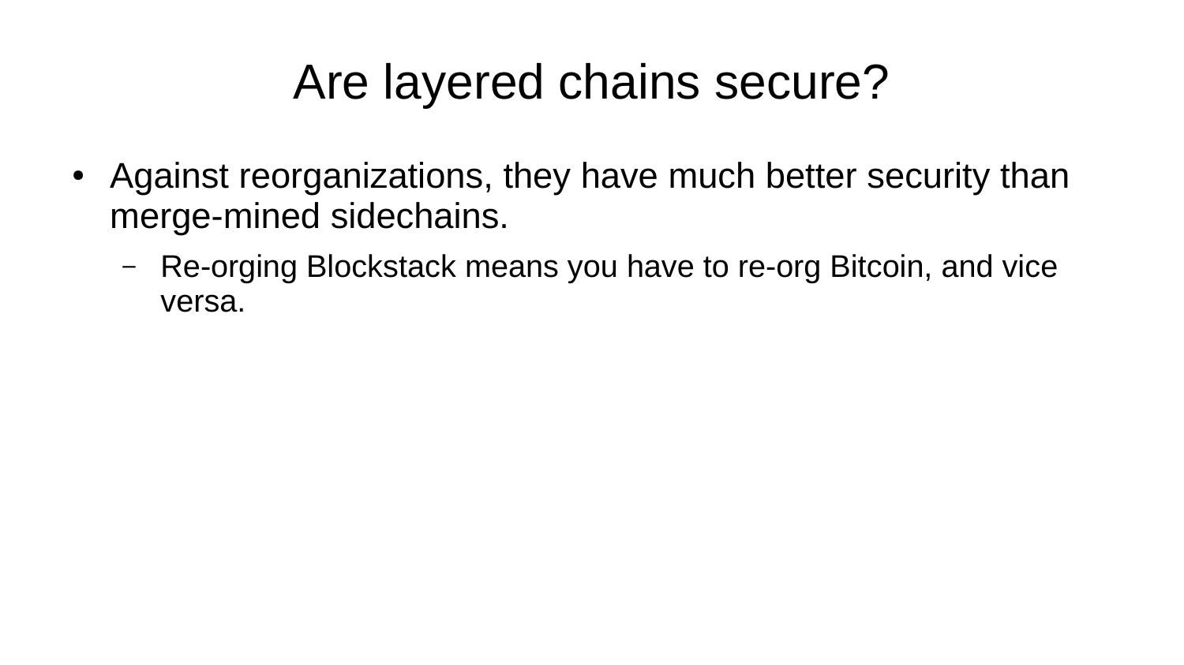# Are layered chains secure?

- Against reorganizations, they have much better security than merge-mined sidechains.
  - Re-orging Blockstack means you have to re-org Bitcoin, and vice versa.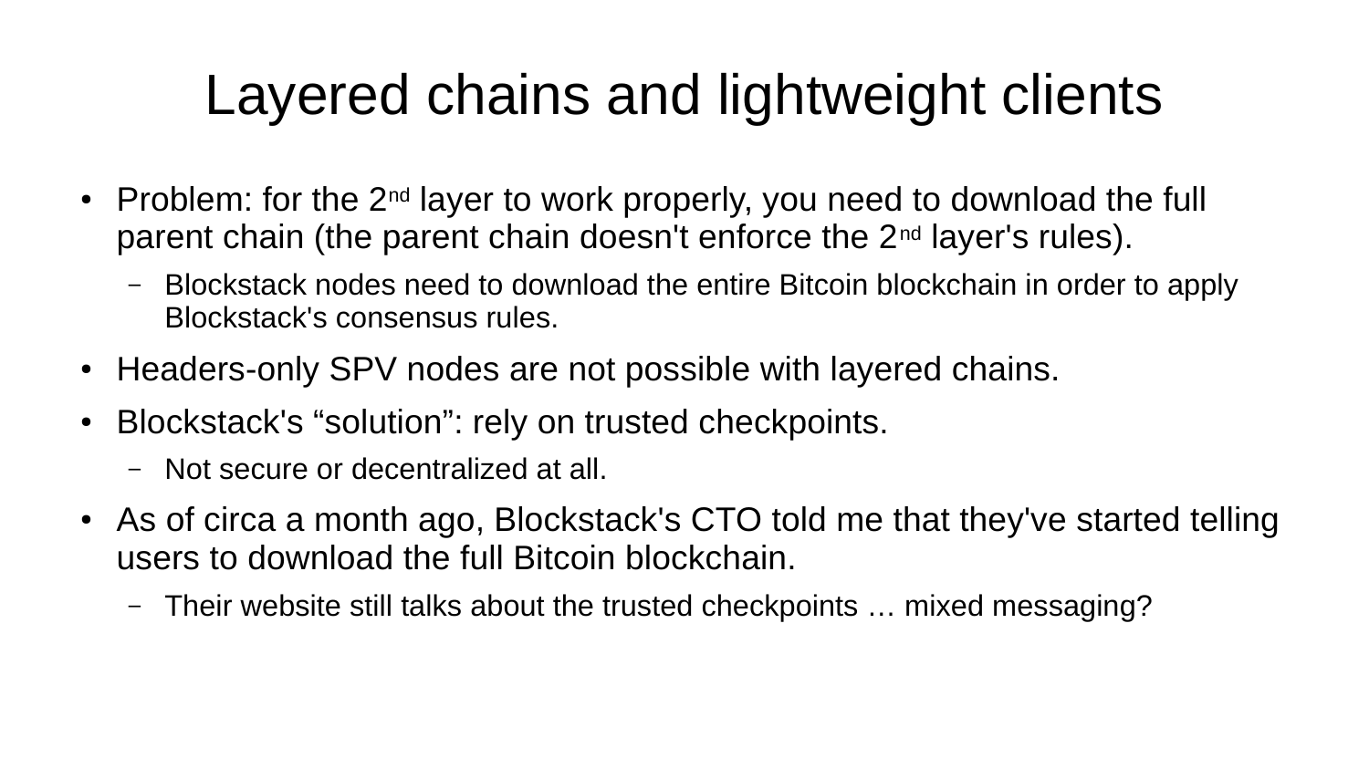# Layered chains and lightweight clients

- Problem: for the 2nd layer to work properly, you need to download the full parent chain (the parent chain doesn't enforce the 2nd layer's rules).
  - Blockstack nodes need to download the entire Bitcoin blockchain in order to apply Blockstack's consensus rules.
- Headers-only SPV nodes are not possible with layered chains.
- Blockstack's “solution”: rely on trusted checkpoints.
  - Not secure or decentralized at all.
- As of circa a month ago, Blockstack's CTO told me that they've started telling users to download the full Bitcoin blockchain.
  - Their website still talks about the trusted checkpoints … mixed messaging?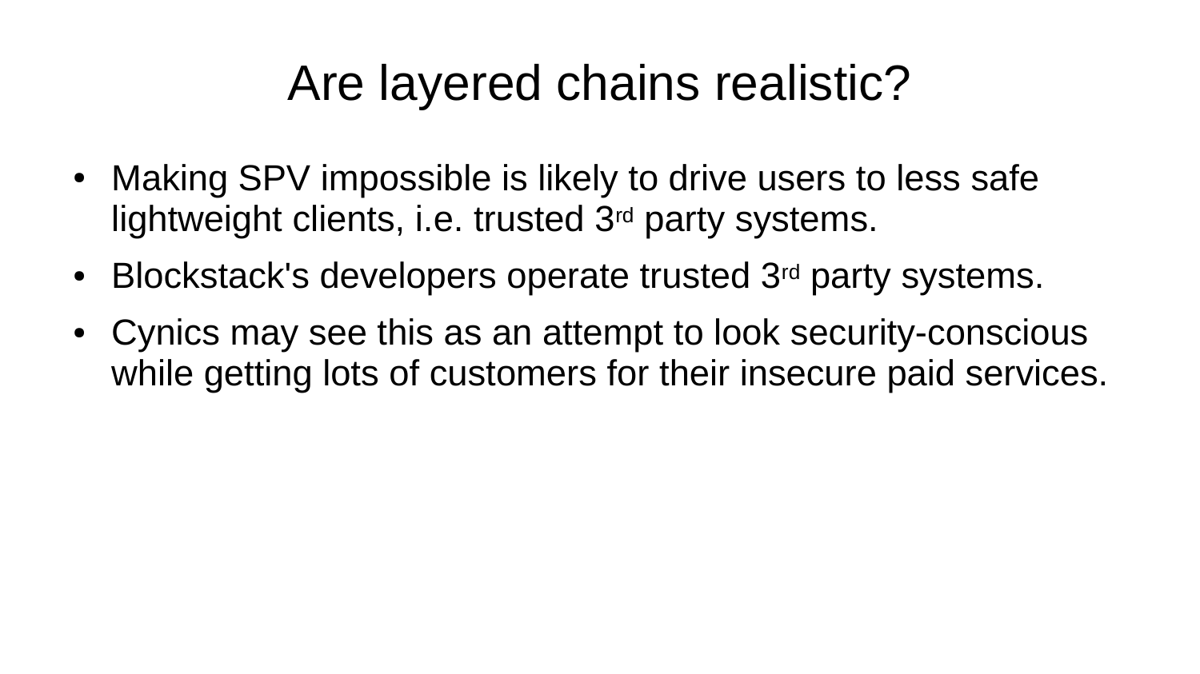# Are layered chains realistic?

- Making SPV impossible is likely to drive users to less safe lightweight clients, i.e. trusted 3rd party systems.
- Blockstack's developers operate trusted 3rd party systems.
- Cynics may see this as an attempt to look security-conscious while getting lots of customers for their insecure paid services.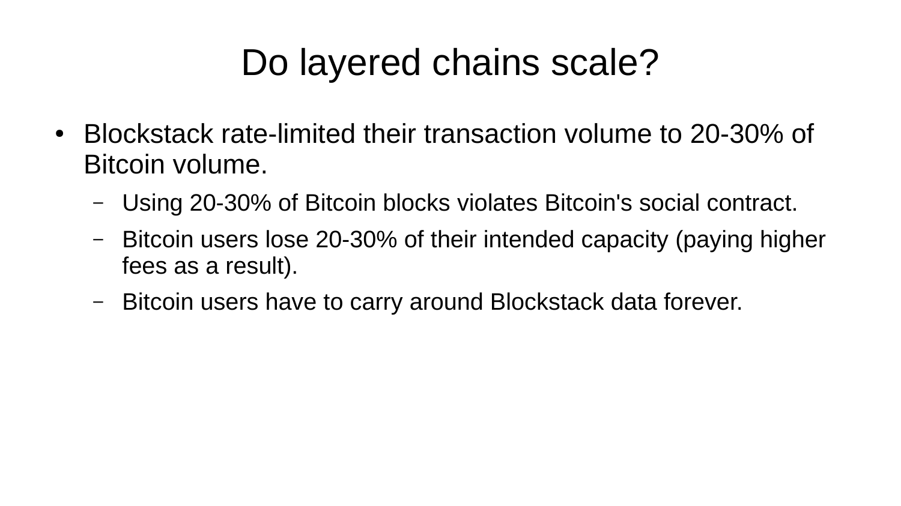# Do layered chains scale?

- Blockstack rate-limited their transaction volume to 20-30% of Bitcoin volume.
  - Using 20-30% of Bitcoin blocks violates Bitcoin's social contract.
  - Bitcoin users lose 20-30% of their intended capacity (paying higher fees as a result).
  - Bitcoin users have to carry around Blockstack data forever.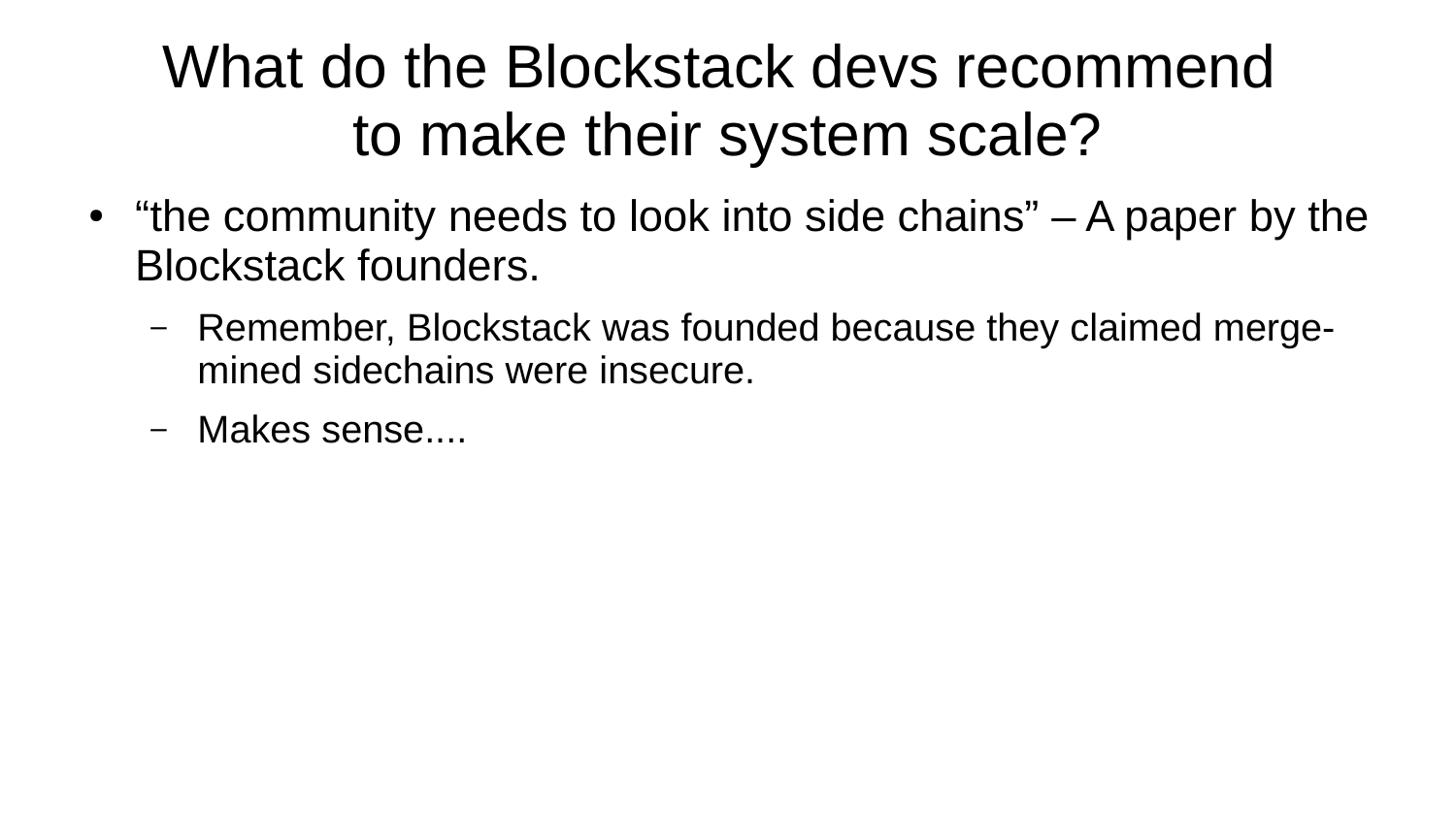# What do the Blockstack devs recommend to make their system scale?

- “the community needs to look into side chains” – A paper by the Blockstack founders.
  - Remember, Blockstack was founded because they claimed merge-mined sidechains were insecure.
  - Makes sense....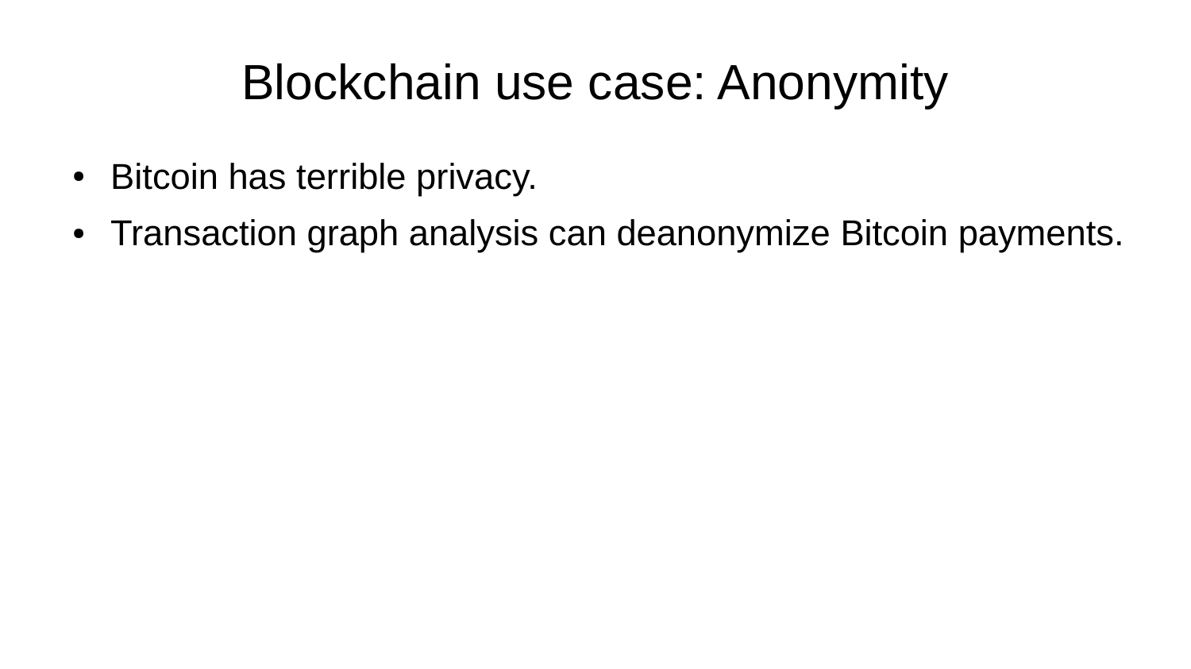# Blockchain use case: Anonymity

- Bitcoin has terrible privacy.
- Transaction graph analysis can deanonymize Bitcoin payments.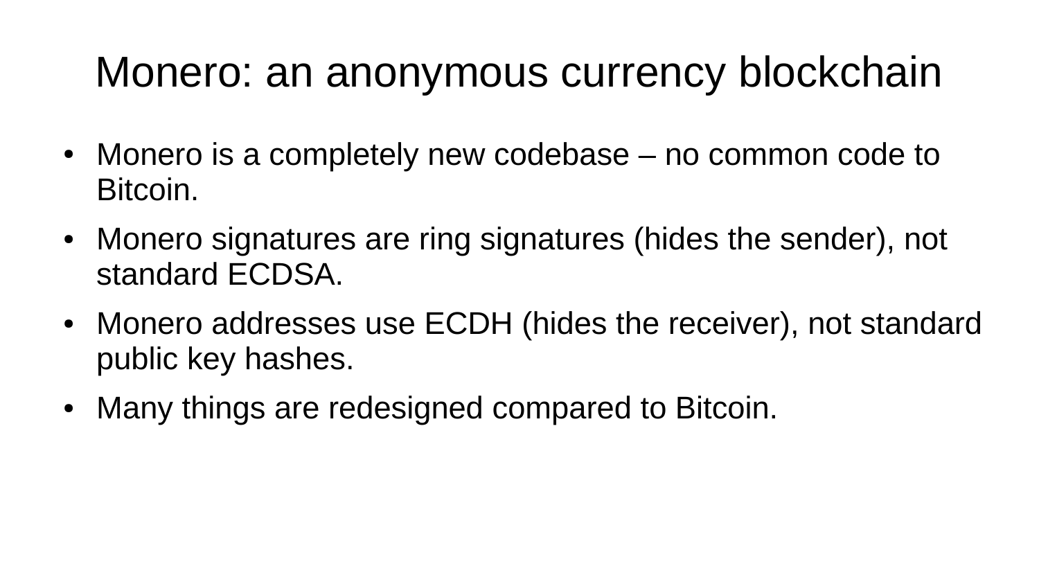# Monero: an anonymous currency blockchain

- Monero is a completely new codebase – no common code to Bitcoin.
- Monero signatures are ring signatures (hides the sender), not standard ECDSA.
- Monero addresses use ECDH (hides the receiver), not standard public key hashes.
- Many things are redesigned compared to Bitcoin.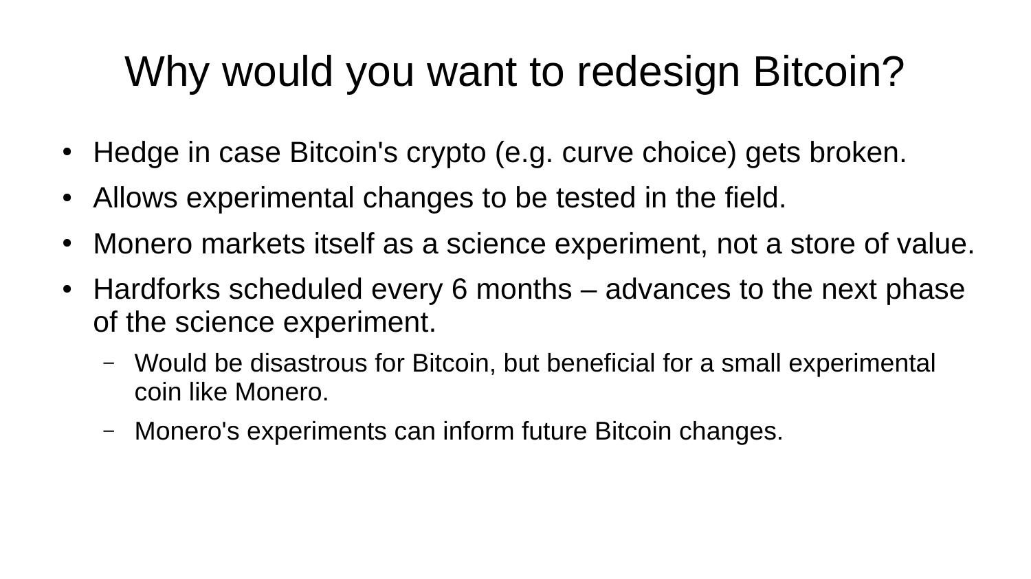# Why would you want to redesign Bitcoin?

- Hedge in case Bitcoin's crypto (e.g. curve choice) gets broken.
- Allows experimental changes to be tested in the field.
- Monero markets itself as a science experiment, not a store of value.
- Hardforks scheduled every 6 months – advances to the next phase of the science experiment.
  - Would be disastrous for Bitcoin, but beneficial for a small experimental coin like Monero.
  - Monero's experiments can inform future Bitcoin changes.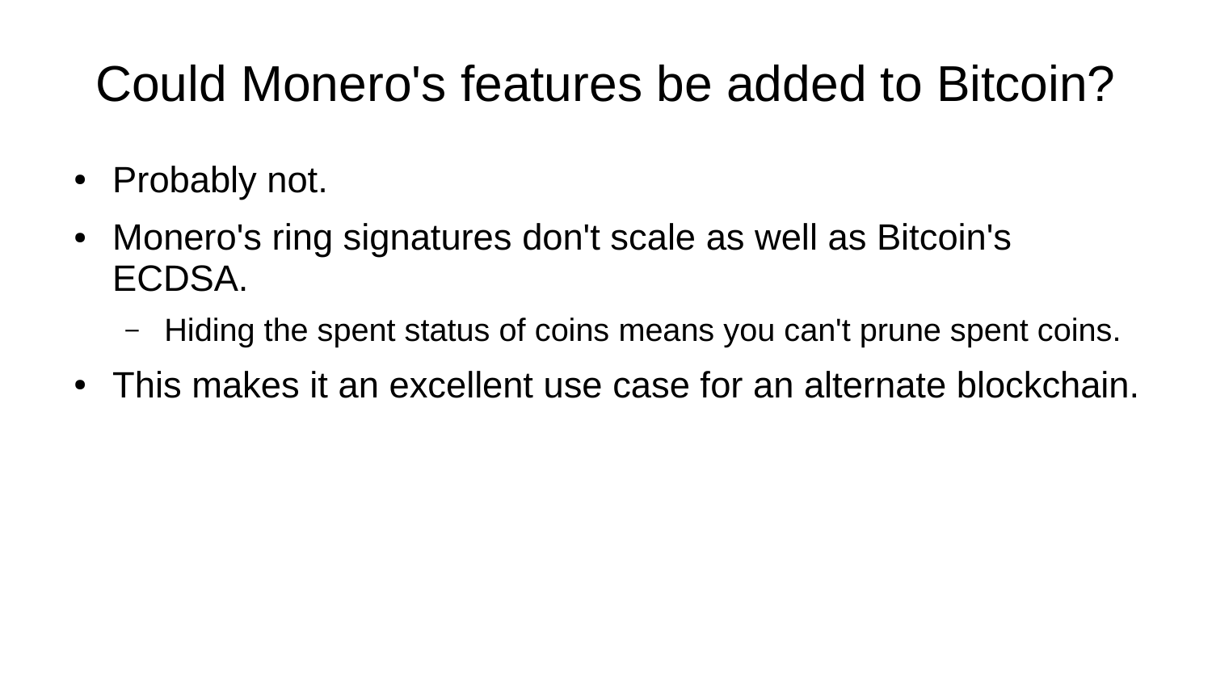# Could Monero's features be added to Bitcoin?

- Probably not.
- Monero's ring signatures don't scale as well as Bitcoin's ECDSA.
  - Hiding the spent status of coins means you can't prune spent coins.
- This makes it an excellent use case for an alternate blockchain.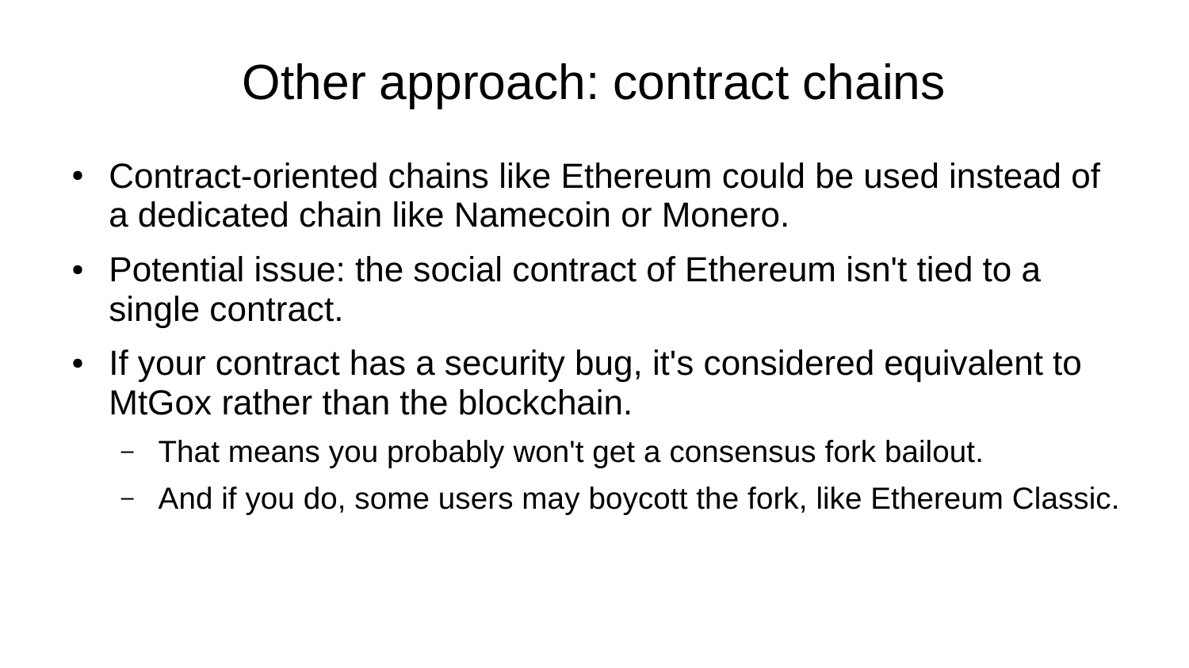# Other approach: contract chains

- Contract-oriented chains like Ethereum could be used instead of a dedicated chain like Namecoin or Monero.
- Potential issue: the social contract of Ethereum isn't tied to a single contract.
- If your contract has a security bug, it's considered equivalent to MtGox rather than the blockchain.
  - That means you probably won't get a consensus fork bailout.
  - And if you do, some users may boycott the fork, like Ethereum Classic.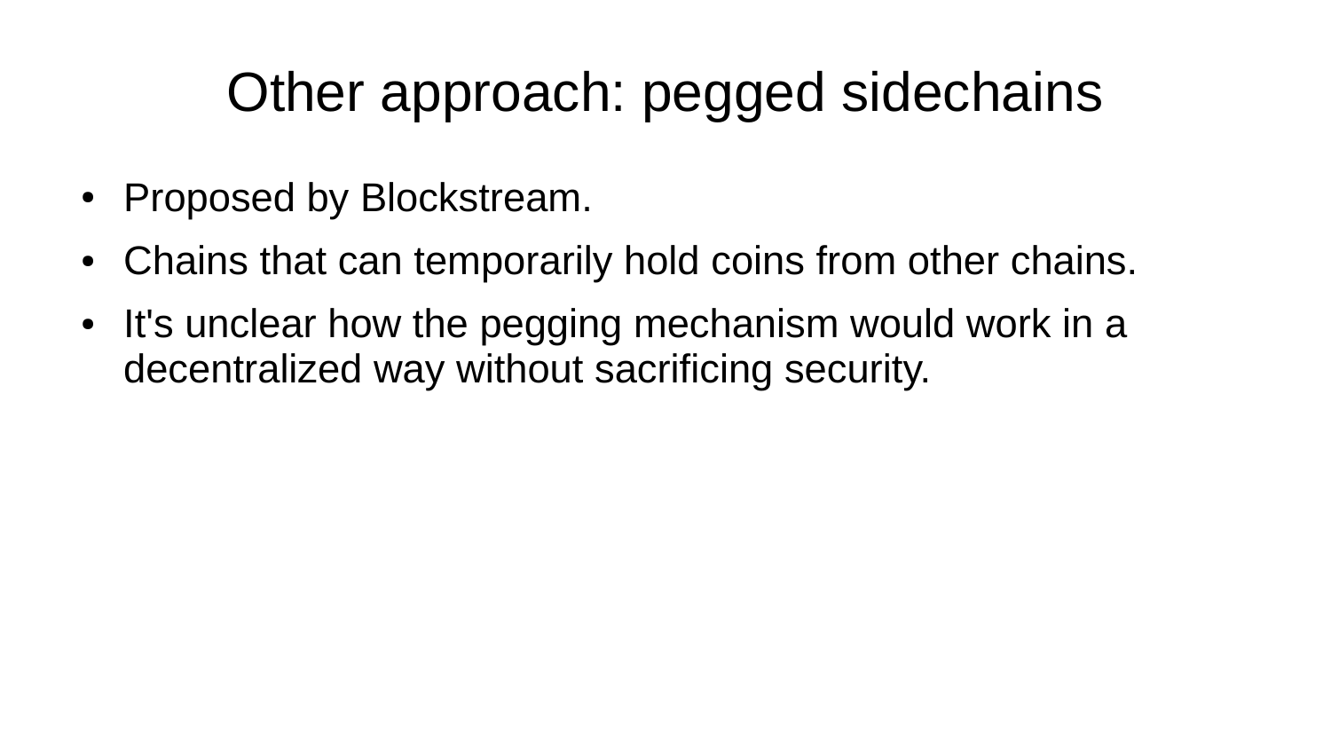# Other approach: pegged sidechains

- Proposed by Blockstream.
- Chains that can temporarily hold coins from other chains.
- It's unclear how the pegging mechanism would work in a decentralized way without sacrificing security.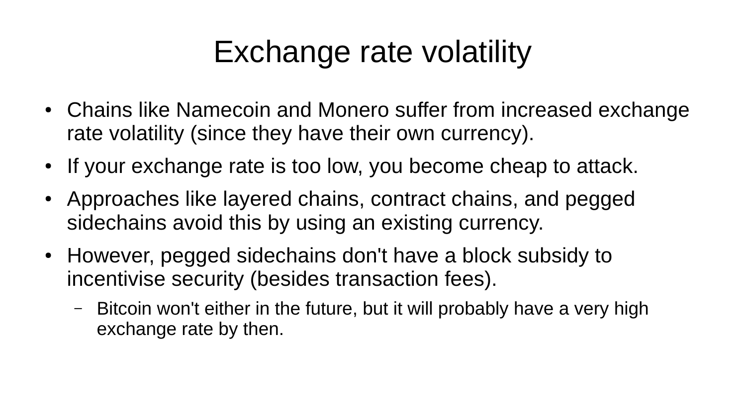# Exchange rate volatility

- Chains like Namecoin and Monero suffer from increased exchange rate volatility (since they have their own currency).
- If your exchange rate is too low, you become cheap to attack.
- Approaches like layered chains, contract chains, and pegged sidechains avoid this by using an existing currency.
- However, pegged sidechains don't have a block subsidy to incentivise security (besides transaction fees).
  - Bitcoin won't either in the future, but it will probably have a very high exchange rate by then.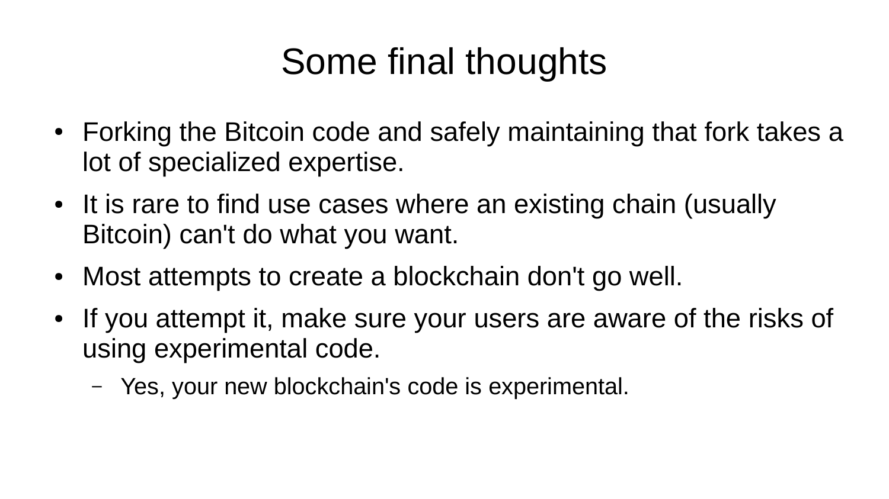# Some final thoughts

- Forking the Bitcoin code and safely maintaining that fork takes a lot of specialized expertise.
- It is rare to find use cases where an existing chain (usually Bitcoin) can't do what you want.
- Most attempts to create a blockchain don't go well.
- If you attempt it, make sure your users are aware of the risks of using experimental code.
  - Yes, your new blockchain's code is experimental.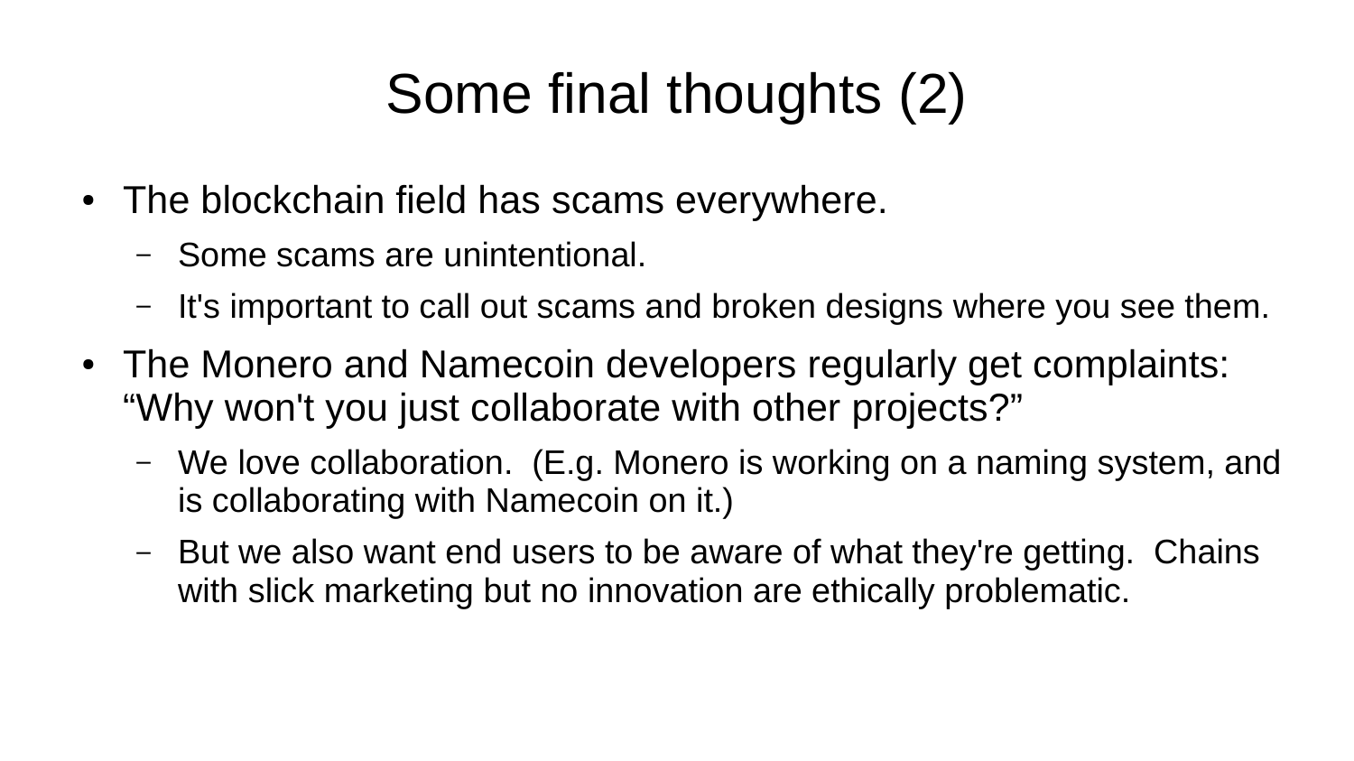# Some final thoughts (2)

- The blockchain field has scams everywhere.
  - Some scams are unintentional.
  - It's important to call out scams and broken designs where you see them.
- The Monero and Namecoin developers regularly get complaints: “Why won't you just collaborate with other projects?”
  - We love collaboration. (E.g. Monero is working on a naming system, and is collaborating with Namecoin on it.)
  - But we also want end users to be aware of what they're getting. Chains with slick marketing but no innovation are ethically problematic.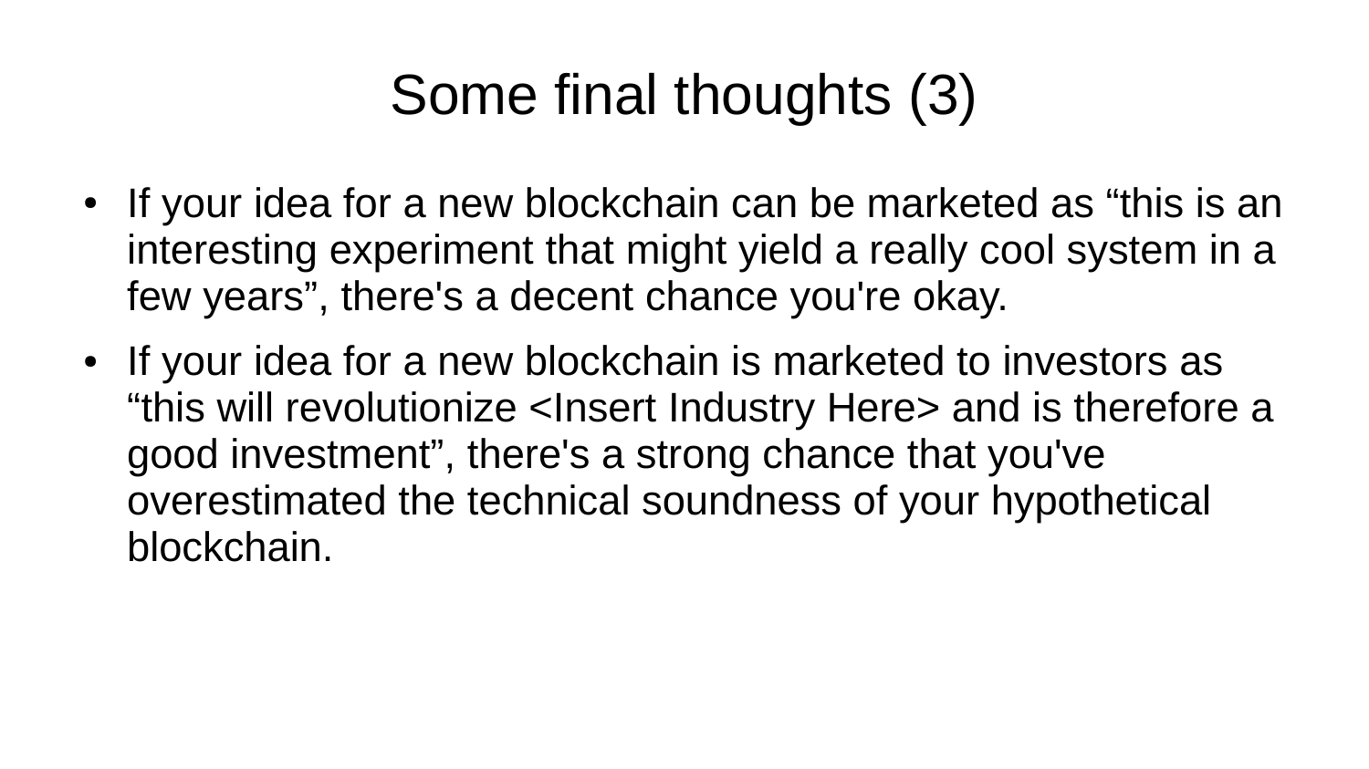# Some final thoughts (3)

- If your idea for a new blockchain can be marketed as “this is an interesting experiment that might yield a really cool system in a few years”, there's a decent chance you're okay.
- If your idea for a new blockchain is marketed to investors as “this will revolutionize <Insert Industry Here> and is therefore a good investment”, there's a strong chance that you've overestimated the technical soundness of your hypothetical blockchain.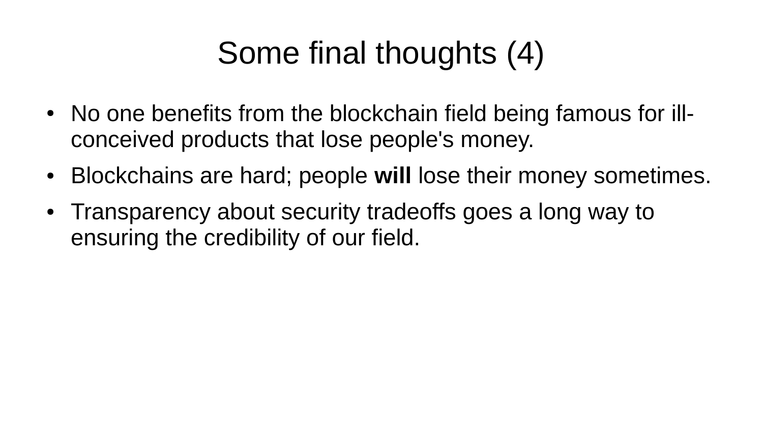# Some final thoughts (4)

- No one benefits from the blockchain field being famous for ill-conceived products that lose people's money.
- Blockchains are hard; people **will** lose their money sometimes.
- Transparency about security tradeoffs goes a long way to ensuring the credibility of our field.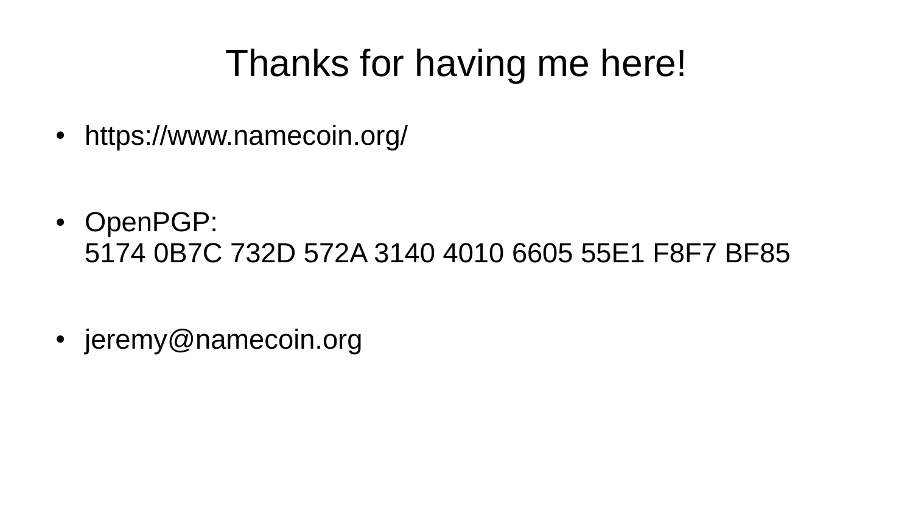# Thanks for having me here!

- https://www.namecoin.org/

- OpenPGP:
  5174 0B7C 732D 572A 3140 4010 6605 55E1 F8F7 BF85

- jeremy@namecoin.org